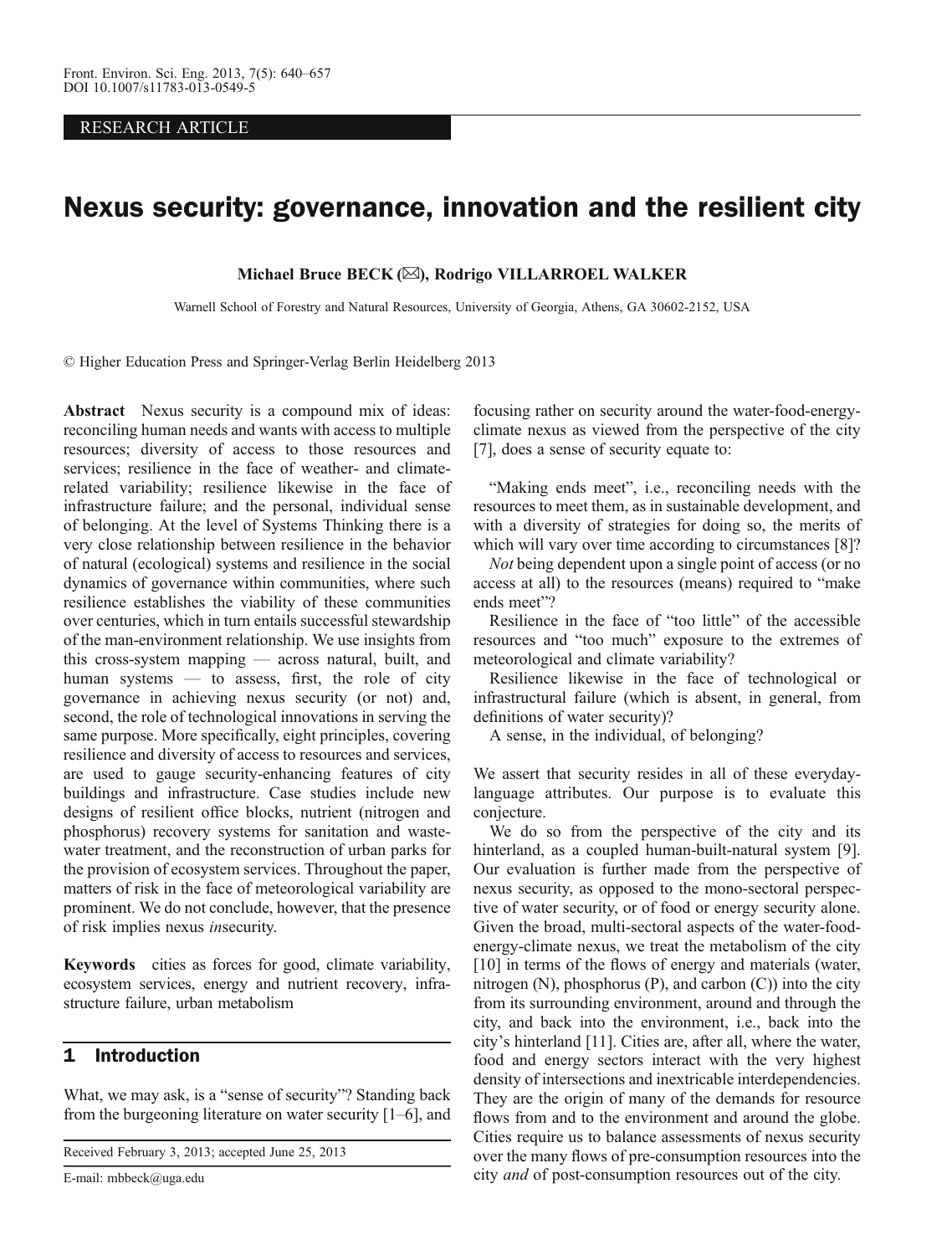RESEARCH ARTICLE

# Nexus security: governance, innovation and the resilient city

**Michael Bruce BECK (✉), Rodrigo VILLARROEL WALKER**

Warnell School of Forestry and Natural Resources, University of Georgia, Athens, GA 30602-2152, USA

© Higher Education Press and Springer-Verlag Berlin Heidelberg 2013

**Abstract** Nexus security is a compound mix of ideas: reconciling human needs and wants with access to multiple resources; diversity of access to those resources and services; resilience in the face of weather- and climate-related variability; resilience likewise in the face of infrastructure failure; and the personal, individual sense of belonging. At the level of Systems Thinking there is a very close relationship between resilience in the behavior of natural (ecological) systems and resilience in the social dynamics of governance within communities, where such resilience establishes the viability of these communities over centuries, which in turn entails successful stewardship of the man-environment relationship. We use insights from this cross-system mapping — across natural, built, and human systems — to assess, first, the role of city governance in achieving nexus security (or not) and, second, the role of technological innovations in serving the same purpose. More specifically, eight principles, covering resilience and diversity of access to resources and services, are used to gauge security-enhancing features of city buildings and infrastructure. Case studies include new designs of resilient office blocks, nutrient (nitrogen and phosphorus) recovery systems for sanitation and wastewater treatment, and the reconstruction of urban parks for the provision of ecosystem services. Throughout the paper, matters of risk in the face of meteorological variability are prominent. We do not conclude, however, that the presence of risk implies nexus *in*security.

**Keywords** cities as forces for good, climate variability, ecosystem services, energy and nutrient recovery, infrastructure failure, urban metabolism

## 1 Introduction

What, we may ask, is a "sense of security"? Standing back from the burgeoning literature on water security [1–6], and focusing rather on security around the water-food-energy-climate nexus as viewed from the perspective of the city [7], does a sense of security equate to:

"Making ends meet", i.e., reconciling needs with the resources to meet them, as in sustainable development, and with a diversity of strategies for doing so, the merits of which will vary over time according to circumstances [8]?

*Not* being dependent upon a single point of access (or no access at all) to the resources (means) required to "make ends meet"?

Resilience in the face of "too little" of the accessible resources and "too much" exposure to the extremes of meteorological and climate variability?

Resilience likewise in the face of technological or infrastructural failure (which is absent, in general, from definitions of water security)?

A sense, in the individual, of belonging?

We assert that security resides in all of these everyday-language attributes. Our purpose is to evaluate this conjecture.

We do so from the perspective of the city and its hinterland, as a coupled human-built-natural system [9]. Our evaluation is further made from the perspective of nexus security, as opposed to the mono-sectoral perspective of water security, or of food or energy security alone. Given the broad, multi-sectoral aspects of the water-food-energy-climate nexus, we treat the metabolism of the city [10] in terms of the flows of energy and materials (water, nitrogen (N), phosphorus (P), and carbon (C)) into the city from its surrounding environment, around and through the city, and back into the environment, i.e., back into the city's hinterland [11]. Cities are, after all, where the water, food and energy sectors interact with the very highest density of intersections and inextricable interdependencies. They are the origin of many of the demands for resource flows from and to the environment and around the globe. Cities require us to balance assessments of nexus security over the many flows of pre-consumption resources into the city *and* of post-consumption resources out of the city.

Received February 3, 2013; accepted June 25, 2013

E-mail: mbbeck@uga.edu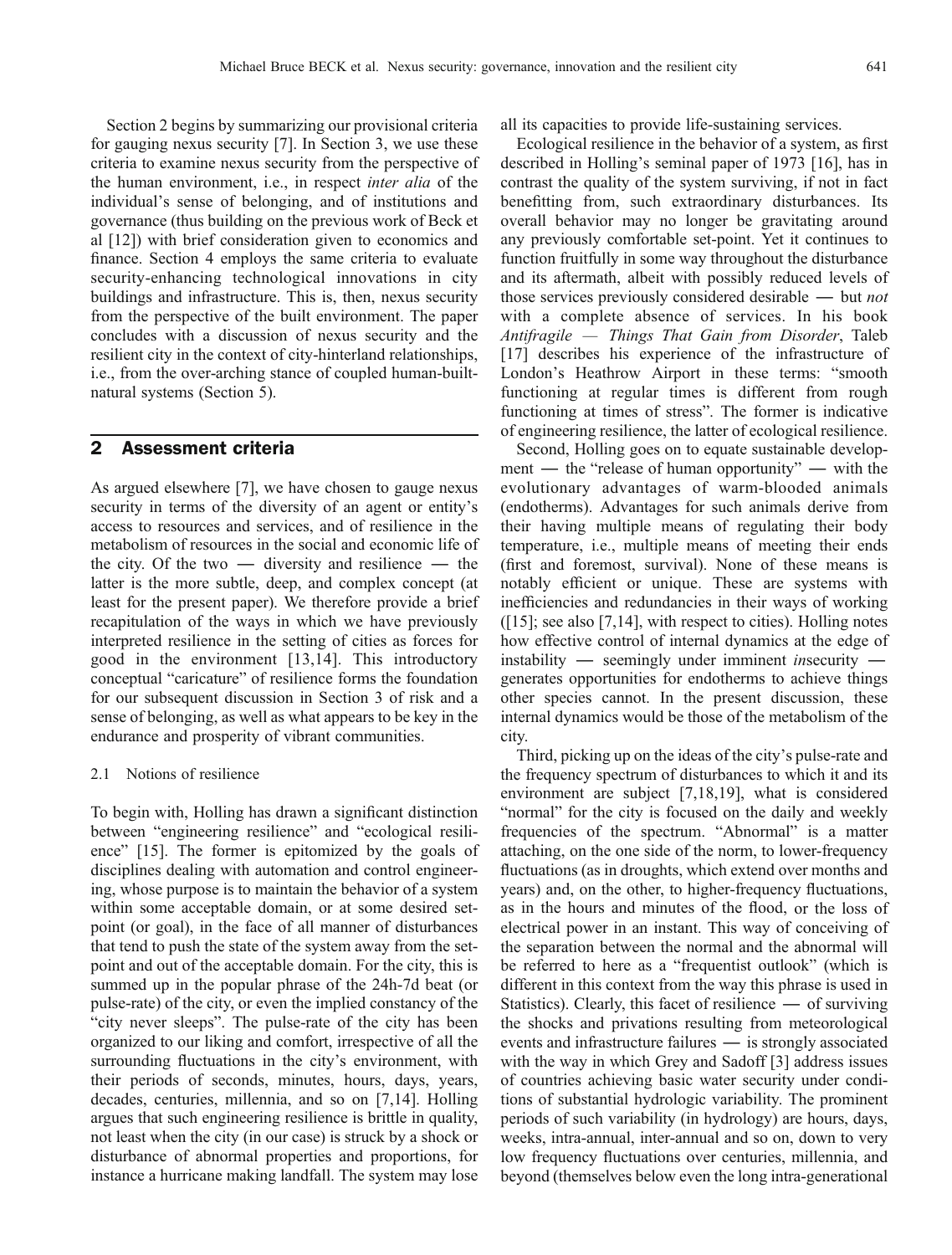Section 2 begins by summarizing our provisional criteria for gauging nexus security [7]. In Section 3, we use these criteria to examine nexus security from the perspective of the human environment, i.e., in respect *inter alia* of the individual's sense of belonging, and of institutions and governance (thus building on the previous work of Beck et al [12]) with brief consideration given to economics and finance. Section 4 employs the same criteria to evaluate security-enhancing technological innovations in city buildings and infrastructure. This is, then, nexus security from the perspective of the built environment. The paper concludes with a discussion of nexus security and the resilient city in the context of city-hinterland relationships, i.e., from the over-arching stance of coupled human-built-natural systems (Section 5).

## 2 Assessment criteria

As argued elsewhere [7], we have chosen to gauge nexus security in terms of the diversity of an agent or entity's access to resources and services, and of resilience in the metabolism of resources in the social and economic life of the city. Of the two — diversity and resilience — the latter is the more subtle, deep, and complex concept (at least for the present paper). We therefore provide a brief recapitulation of the ways in which we have previously interpreted resilience in the setting of cities as forces for good in the environment [13,14]. This introductory conceptual "caricature" of resilience forms the foundation for our subsequent discussion in Section 3 of risk and a sense of belonging, as well as what appears to be key in the endurance and prosperity of vibrant communities.

### 2.1 Notions of resilience

To begin with, Holling has drawn a significant distinction between "engineering resilience" and "ecological resilience" [15]. The former is epitomized by the goals of disciplines dealing with automation and control engineering, whose purpose is to maintain the behavior of a system within some acceptable domain, or at some desired set-point (or goal), in the face of all manner of disturbances that tend to push the state of the system away from the set-point and out of the acceptable domain. For the city, this is summed up in the popular phrase of the 24h-7d beat (or pulse-rate) of the city, or even the implied constancy of the "city never sleeps". The pulse-rate of the city has been organized to our liking and comfort, irrespective of all the surrounding fluctuations in the city's environment, with their periods of seconds, minutes, hours, days, years, decades, centuries, millennia, and so on [7,14]. Holling argues that such engineering resilience is brittle in quality, not least when the city (in our case) is struck by a shock or disturbance of abnormal properties and proportions, for instance a hurricane making landfall. The system may lose all its capacities to provide life-sustaining services.

Ecological resilience in the behavior of a system, as first described in Holling's seminal paper of 1973 [16], has in contrast the quality of the system surviving, if not in fact benefitting from, such extraordinary disturbances. Its overall behavior may no longer be gravitating around any previously comfortable set-point. Yet it continues to function fruitfully in some way throughout the disturbance and its aftermath, albeit with possibly reduced levels of those services previously considered desirable — but *not* with a complete absence of services. In his book *Antifragile — Things That Gain from Disorder*, Taleb [17] describes his experience of the infrastructure of London's Heathrow Airport in these terms: "smooth functioning at regular times is different from rough functioning at times of stress". The former is indicative of engineering resilience, the latter of ecological resilience.

Second, Holling goes on to equate sustainable development — the "release of human opportunity" — with the evolutionary advantages of warm-blooded animals (endotherms). Advantages for such animals derive from their having multiple means of regulating their body temperature, i.e., multiple means of meeting their ends (first and foremost, survival). None of these means is notably efficient or unique. These are systems with inefficiencies and redundancies in their ways of working ([15]; see also [7,14], with respect to cities). Holling notes how effective control of internal dynamics at the edge of instability — seemingly under imminent *in*security — generates opportunities for endotherms to achieve things other species cannot. In the present discussion, these internal dynamics would be those of the metabolism of the city.

Third, picking up on the ideas of the city's pulse-rate and the frequency spectrum of disturbances to which it and its environment are subject [7,18,19], what is considered "normal" for the city is focused on the daily and weekly frequencies of the spectrum. "Abnormal" is a matter attaching, on the one side of the norm, to lower-frequency fluctuations (as in droughts, which extend over months and years) and, on the other, to higher-frequency fluctuations, as in the hours and minutes of the flood, or the loss of electrical power in an instant. This way of conceiving of the separation between the normal and the abnormal will be referred to here as a "frequentist outlook" (which is different in this context from the way this phrase is used in Statistics). Clearly, this facet of resilience — of surviving the shocks and privations resulting from meteorological events and infrastructure failures — is strongly associated with the way in which Grey and Sadoff [3] address issues of countries achieving basic water security under conditions of substantial hydrologic variability. The prominent periods of such variability (in hydrology) are hours, days, weeks, intra-annual, inter-annual and so on, down to very low frequency fluctuations over centuries, millennia, and beyond (themselves below even the long intra-generational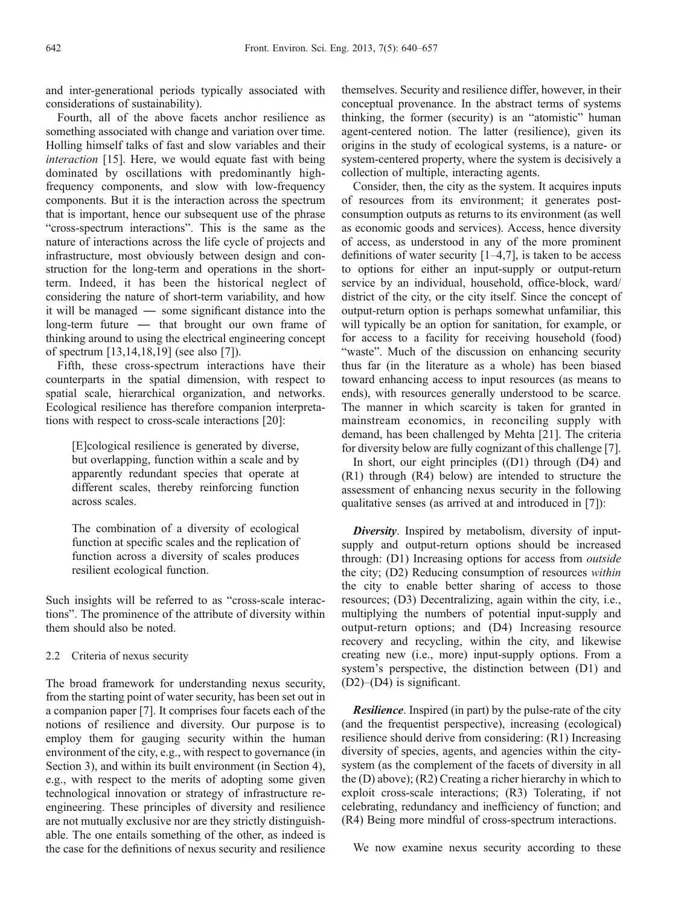and inter-generational periods typically associated with considerations of sustainability).

Fourth, all of the above facets anchor resilience as something associated with change and variation over time. Holling himself talks of fast and slow variables and their *interaction* [15]. Here, we would equate fast with being dominated by oscillations with predominantly high-frequency components, and slow with low-frequency components. But it is the interaction across the spectrum that is important, hence our subsequent use of the phrase "cross-spectrum interactions". This is the same as the nature of interactions across the life cycle of projects and infrastructure, most obviously between design and construction for the long-term and operations in the short-term. Indeed, it has been the historical neglect of considering the nature of short-term variability, and how it will be managed — some significant distance into the long-term future — that brought our own frame of thinking around to using the electrical engineering concept of spectrum [13,14,18,19] (see also [7]).

Fifth, these cross-spectrum interactions have their counterparts in the spatial dimension, with respect to spatial scale, hierarchical organization, and networks. Ecological resilience has therefore companion interpretations with respect to cross-scale interactions [20]:

> [E]cological resilience is generated by diverse, but overlapping, function within a scale and by apparently redundant species that operate at different scales, thereby reinforcing function across scales.
>
> The combination of a diversity of ecological function at specific scales and the replication of function across a diversity of scales produces resilient ecological function.

Such insights will be referred to as "cross-scale interactions". The prominence of the attribute of diversity within them should also be noted.

### 2.2 Criteria of nexus security

The broad framework for understanding nexus security, from the starting point of water security, has been set out in a companion paper [7]. It comprises four facets each of the notions of resilience and diversity. Our purpose is to employ them for gauging security within the human environment of the city, e.g., with respect to governance (in Section 3), and within its built environment (in Section 4), e.g., with respect to the merits of adopting some given technological innovation or strategy of infrastructure re-engineering. These principles of diversity and resilience are not mutually exclusive nor are they strictly distinguishable. The one entails something of the other, as indeed is the case for the definitions of nexus security and resilience themselves. Security and resilience differ, however, in their conceptual provenance. In the abstract terms of systems thinking, the former (security) is an "atomistic" human agent-centered notion. The latter (resilience), given its origins in the study of ecological systems, is a nature- or system-centered property, where the system is decisively a collection of multiple, interacting agents.

Consider, then, the city as the system. It acquires inputs of resources from its environment; it generates post-consumption outputs as returns to its environment (as well as economic goods and services). Access, hence diversity of access, as understood in any of the more prominent definitions of water security [1–4,7], is taken to be access to options for either an input-supply or output-return service by an individual, household, office-block, ward/district of the city, or the city itself. Since the concept of output-return option is perhaps somewhat unfamiliar, this will typically be an option for sanitation, for example, or for access to a facility for receiving household (food) "waste". Much of the discussion on enhancing security thus far (in the literature as a whole) has been biased toward enhancing access to input resources (as means to ends), with resources generally understood to be scarce. The manner in which scarcity is taken for granted in mainstream economics, in reconciling supply with demand, has been challenged by Mehta [21]. The criteria for diversity below are fully cognizant of this challenge [7].

In short, our eight principles ((D1) through (D4) and (R1) through (R4) below) are intended to structure the assessment of enhancing nexus security in the following qualitative senses (as arrived at and introduced in [7]):

***Diversity***. Inspired by metabolism, diversity of input-supply and output-return options should be increased through: (D1) Increasing options for access from *outside* the city; (D2) Reducing consumption of resources *within* the city to enable better sharing of access to those resources; (D3) Decentralizing, again within the city, i.e., multiplying the numbers of potential input-supply and output-return options; and (D4) Increasing resource recovery and recycling, within the city, and likewise creating new (i.e., more) input-supply options. From a system's perspective, the distinction between (D1) and (D2)–(D4) is significant.

***Resilience***. Inspired (in part) by the pulse-rate of the city (and the frequentist perspective), increasing (ecological) resilience should derive from considering: (R1) Increasing diversity of species, agents, and agencies within the city-system (as the complement of the facets of diversity in all the (D) above); (R2) Creating a richer hierarchy in which to exploit cross-scale interactions; (R3) Tolerating, if not celebrating, redundancy and inefficiency of function; and (R4) Being more mindful of cross-spectrum interactions.

We now examine nexus security according to these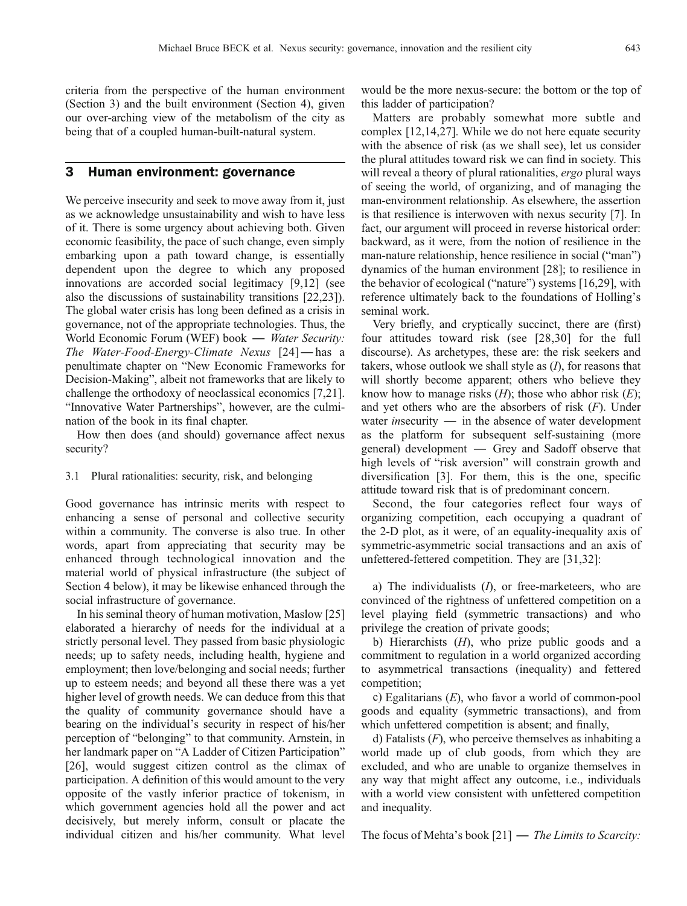criteria from the perspective of the human environment (Section 3) and the built environment (Section 4), given our over-arching view of the metabolism of the city as being that of a coupled human-built-natural system.

## 3 Human environment: governance

We perceive insecurity and seek to move away from it, just as we acknowledge unsustainability and wish to have less of it. There is some urgency about achieving both. Given economic feasibility, the pace of such change, even simply embarking upon a path toward change, is essentially dependent upon the degree to which any proposed innovations are accorded social legitimacy [9,12] (see also the discussions of sustainability transitions [22,23]). The global water crisis has long been defined as a crisis in governance, not of the appropriate technologies. Thus, the World Economic Forum (WEF) book — *Water Security: The Water-Food-Energy-Climate Nexus* [24] — has a penultimate chapter on "New Economic Frameworks for Decision-Making", albeit not frameworks that are likely to challenge the orthodoxy of neoclassical economics [7,21]. "Innovative Water Partnerships", however, are the culmination of the book in its final chapter.

How then does (and should) governance affect nexus security?

### 3.1 Plural rationalities: security, risk, and belonging

Good governance has intrinsic merits with respect to enhancing a sense of personal and collective security within a community. The converse is also true. In other words, apart from appreciating that security may be enhanced through technological innovation and the material world of physical infrastructure (the subject of Section 4 below), it may be likewise enhanced through the social infrastructure of governance.

In his seminal theory of human motivation, Maslow [25] elaborated a hierarchy of needs for the individual at a strictly personal level. They passed from basic physiologic needs; up to safety needs, including health, hygiene and employment; then love/belonging and social needs; further up to esteem needs; and beyond all these there was a yet higher level of growth needs. We can deduce from this that the quality of community governance should have a bearing on the individual's security in respect of his/her perception of "belonging" to that community. Arnstein, in her landmark paper on "A Ladder of Citizen Participation" [26], would suggest citizen control as the climax of participation. A definition of this would amount to the very opposite of the vastly inferior practice of tokenism, in which government agencies hold all the power and act decisively, but merely inform, consult or placate the individual citizen and his/her community. What level would be the more nexus-secure: the bottom or the top of this ladder of participation?

Matters are probably somewhat more subtle and complex [12,14,27]. While we do not here equate security with the absence of risk (as we shall see), let us consider the plural attitudes toward risk we can find in society. This will reveal a theory of plural rationalities, *ergo* plural ways of seeing the world, of organizing, and of managing the man-environment relationship. As elsewhere, the assertion is that resilience is interwoven with nexus security [7]. In fact, our argument will proceed in reverse historical order: backward, as it were, from the notion of resilience in the man-nature relationship, hence resilience in social ("man") dynamics of the human environment [28]; to resilience in the behavior of ecological ("nature") systems [16,29], with reference ultimately back to the foundations of Holling's seminal work.

Very briefly, and cryptically succinct, there are (first) four attitudes toward risk (see [28,30] for the full discourse). As archetypes, these are: the risk seekers and takers, whose outlook we shall style as ($I$), for reasons that will shortly become apparent; others who believe they know how to manage risks ($H$); those who abhor risk ($E$); and yet others who are the absorbers of risk ($F$). Under water *in*security — in the absence of water development as the platform for subsequent self-sustaining (more general) development — Grey and Sadoff observe that high levels of "risk aversion" will constrain growth and diversification [3]. For them, this is the one, specific attitude toward risk that is of predominant concern.

Second, the four categories reflect four ways of organizing competition, each occupying a quadrant of the 2-D plot, as it were, of an equality-inequality axis of symmetric-asymmetric social transactions and an axis of unfettered-fettered competition. They are [31,32]:

a) The individualists ($I$), or free-marketeers, who are convinced of the rightness of unfettered competition on a level playing field (symmetric transactions) and who privilege the creation of private goods;

b) Hierarchists ($H$), who prize public goods and a commitment to regulation in a world organized according to asymmetrical transactions (inequality) and fettered competition;

c) Egalitarians ($E$), who favor a world of common-pool goods and equality (symmetric transactions), and from which unfettered competition is absent; and finally,

d) Fatalists ($F$), who perceive themselves as inhabiting a world made up of club goods, from which they are excluded, and who are unable to organize themselves in any way that might affect any outcome, i.e., individuals with a world view consistent with unfettered competition and inequality.

The focus of Mehta's book [21] — *The Limits to Scarcity:*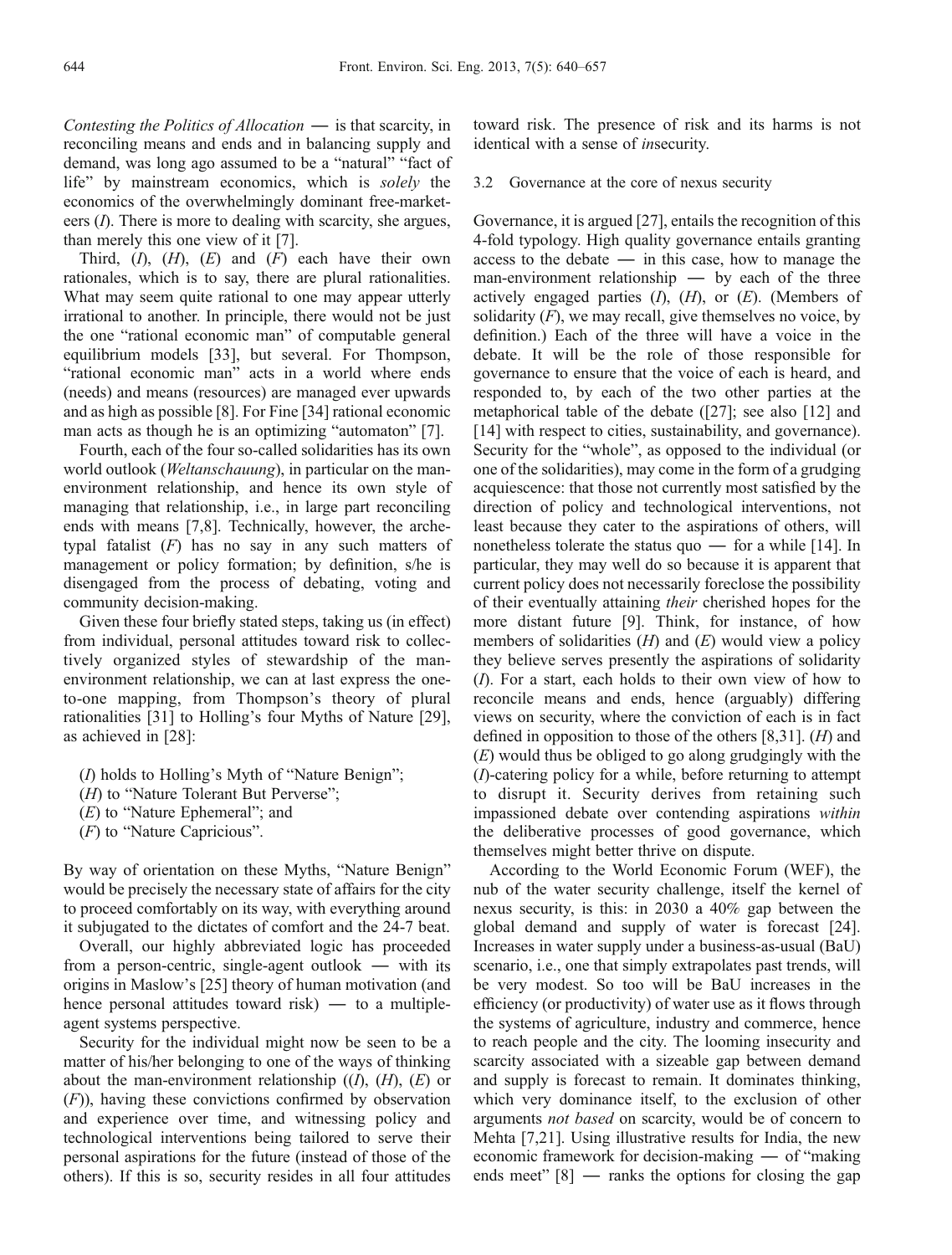*Contesting the Politics of Allocation* — is that scarcity, in reconciling means and ends and in balancing supply and demand, was long ago assumed to be a "natural" "fact of life" by mainstream economics, which is *solely* the economics of the overwhelmingly dominant free-marketeers (*I*). There is more to dealing with scarcity, she argues, than merely this one view of it [7].

Third, (*I*), (*H*), (*E*) and (*F*) each have their own rationales, which is to say, there are plural rationalities. What may seem quite rational to one may appear utterly irrational to another. In principle, there would not be just the one "rational economic man" of computable general equilibrium models [33], but several. For Thompson, "rational economic man" acts in a world where ends (needs) and means (resources) are managed ever upwards and as high as possible [8]. For Fine [34] rational economic man acts as though he is an optimizing "automaton" [7].

Fourth, each of the four so-called solidarities has its own world outlook (*Weltanschauung*), in particular on the man-environment relationship, and hence its own style of managing that relationship, i.e., in large part reconciling ends with means [7,8]. Technically, however, the archetypal fatalist (*F*) has no say in any such matters of management or policy formation; by definition, s/he is disengaged from the process of debating, voting and community decision-making.

Given these four briefly stated steps, taking us (in effect) from individual, personal attitudes toward risk to collectively organized styles of stewardship of the man-environment relationship, we can at last express the one-to-one mapping, from Thompson's theory of plural rationalities [31] to Holling's four Myths of Nature [29], as achieved in [28]:

(*I*) holds to Holling's Myth of "Nature Benign";
(*H*) to "Nature Tolerant But Perverse";
(*E*) to "Nature Ephemeral"; and
(*F*) to "Nature Capricious".

By way of orientation on these Myths, "Nature Benign" would be precisely the necessary state of affairs for the city to proceed comfortably on its way, with everything around it subjugated to the dictates of comfort and the 24-7 beat.

Overall, our highly abbreviated logic has proceeded from a person-centric, single-agent outlook — with its origins in Maslow's [25] theory of human motivation (and hence personal attitudes toward risk) — to a multiple-agent systems perspective.

Security for the individual might now be seen to be a matter of his/her belonging to one of the ways of thinking about the man-environment relationship ((*I*), (*H*), (*E*) or (*F*)), having these convictions confirmed by observation and experience over time, and witnessing policy and technological interventions being tailored to serve their personal aspirations for the future (instead of those of the others). If this is so, security resides in all four attitudes toward risk. The presence of risk and its harms is not identical with a sense of *in*security.

### 3.2 Governance at the core of nexus security

Governance, it is argued [27], entails the recognition of this 4-fold typology. High quality governance entails granting access to the debate — in this case, how to manage the man-environment relationship — by each of the three actively engaged parties (*I*), (*H*), or (*E*). (Members of solidarity (*F*), we may recall, give themselves no voice, by definition.) Each of the three will have a voice in the debate. It will be the role of those responsible for governance to ensure that the voice of each is heard, and responded to, by each of the two other parties at the metaphorical table of the debate ([27]; see also [12] and [14] with respect to cities, sustainability, and governance). Security for the "whole", as opposed to the individual (or one of the solidarities), may come in the form of a grudging acquiescence: that those not currently most satisfied by the direction of policy and technological interventions, not least because they cater to the aspirations of others, will nonetheless tolerate the status quo — for a while [14]. In particular, they may well do so because it is apparent that current policy does not necessarily foreclose the possibility of their eventually attaining *their* cherished hopes for the more distant future [9]. Think, for instance, of how members of solidarities (*H*) and (*E*) would view a policy they believe serves presently the aspirations of solidarity (*I*). For a start, each holds to their own view of how to reconcile means and ends, hence (arguably) differing views on security, where the conviction of each is in fact defined in opposition to those of the others [8,31]. (*H*) and (*E*) would thus be obliged to go along grudgingly with the (*I*)-catering policy for a while, before returning to attempt to disrupt it. Security derives from retaining such impassioned debate over contending aspirations *within* the deliberative processes of good governance, which themselves might better thrive on dispute.

According to the World Economic Forum (WEF), the nub of the water security challenge, itself the kernel of nexus security, is this: in 2030 a 40% gap between the global demand and supply of water is forecast [24]. Increases in water supply under a business-as-usual (BaU) scenario, i.e., one that simply extrapolates past trends, will be very modest. So too will be BaU increases in the efficiency (or productivity) of water use as it flows through the systems of agriculture, industry and commerce, hence to reach people and the city. The looming insecurity and scarcity associated with a sizeable gap between demand and supply is forecast to remain. It dominates thinking, which very dominance itself, to the exclusion of other arguments *not based* on scarcity, would be of concern to Mehta [7,21]. Using illustrative results for India, the new economic framework for decision-making — of "making ends meet" [8] — ranks the options for closing the gap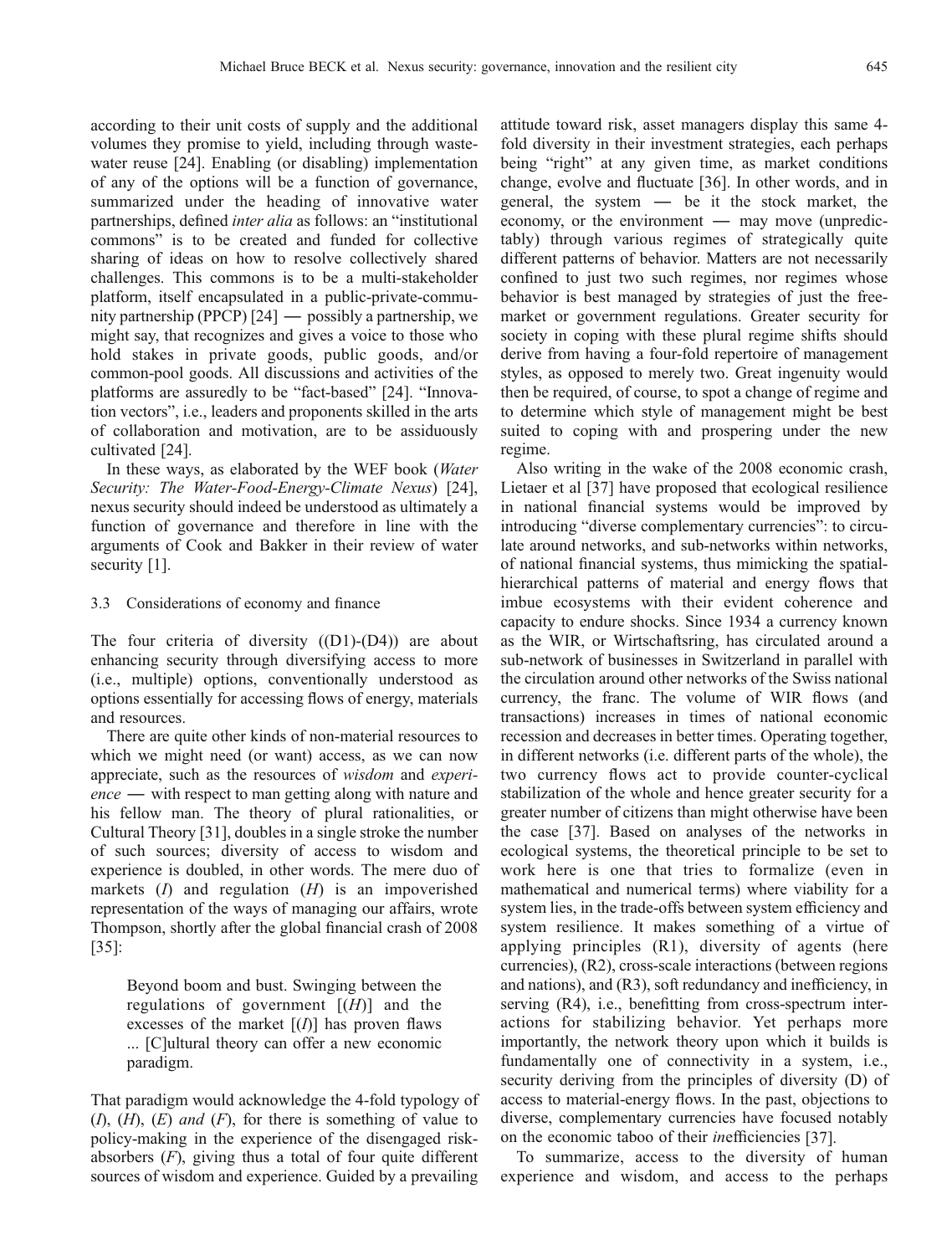according to their unit costs of supply and the additional volumes they promise to yield, including through wastewater reuse [24]. Enabling (or disabling) implementation of any of the options will be a function of governance, summarized under the heading of innovative water partnerships, defined *inter alia* as follows: an "institutional commons" is to be created and funded for collective sharing of ideas on how to resolve collectively shared challenges. This commons is to be a multi-stakeholder platform, itself encapsulated in a public-private-community partnership (PPCP) [24] — possibly a partnership, we might say, that recognizes and gives a voice to those who hold stakes in private goods, public goods, and/or common-pool goods. All discussions and activities of the platforms are assuredly to be "fact-based" [24]. "Innovation vectors", i.e., leaders and proponents skilled in the arts of collaboration and motivation, are to be assiduously cultivated [24].

In these ways, as elaborated by the WEF book (*Water Security: The Water-Food-Energy-Climate Nexus*) [24], nexus security should indeed be understood as ultimately a function of governance and therefore in line with the arguments of Cook and Bakker in their review of water security [1].

### 3.3 Considerations of economy and finance

The four criteria of diversity ((D1)-(D4)) are about enhancing security through diversifying access to more (i.e., multiple) options, conventionally understood as options essentially for accessing flows of energy, materials and resources.

There are quite other kinds of non-material resources to which we might need (or want) access, as we can now appreciate, such as the resources of *wisdom* and *experience* — with respect to man getting along with nature and his fellow man. The theory of plural rationalities, or Cultural Theory [31], doubles in a single stroke the number of such sources; diversity of access to wisdom and experience is doubled, in other words. The mere duo of markets (*I*) and regulation (*H*) is an impoverished representation of the ways of managing our affairs, wrote Thompson, shortly after the global financial crash of 2008 [35]:

> Beyond boom and bust. Swinging between the regulations of government [(*H*)] and the excesses of the market [(*I*)] has proven flaws ... [C]ultural theory can offer a new economic paradigm.

That paradigm would acknowledge the 4-fold typology of (*I*), (*H*), (*E*) *and* (*F*), for there is something of value to policy-making in the experience of the disengaged risk-absorbers (*F*), giving thus a total of four quite different sources of wisdom and experience. Guided by a prevailing attitude toward risk, asset managers display this same 4-fold diversity in their investment strategies, each perhaps being "right" at any given time, as market conditions change, evolve and fluctuate [36]. In other words, and in general, the system — be it the stock market, the economy, or the environment — may move (unpredictably) through various regimes of strategically quite different patterns of behavior. Matters are not necessarily confined to just two such regimes, nor regimes whose behavior is best managed by strategies of just the free-market or government regulations. Greater security for society in coping with these plural regime shifts should derive from having a four-fold repertoire of management styles, as opposed to merely two. Great ingenuity would then be required, of course, to spot a change of regime and to determine which style of management might be best suited to coping with and prospering under the new regime.

Also writing in the wake of the 2008 economic crash, Lietaer et al [37] have proposed that ecological resilience in national financial systems would be improved by introducing "diverse complementary currencies": to circulate around networks, and sub-networks within networks, of national financial systems, thus mimicking the spatial-hierarchical patterns of material and energy flows that imbue ecosystems with their evident coherence and capacity to endure shocks. Since 1934 a currency known as the WIR, or Wirtschaftsring, has circulated around a sub-network of businesses in Switzerland in parallel with the circulation around other networks of the Swiss national currency, the franc. The volume of WIR flows (and transactions) increases in times of national economic recession and decreases in better times. Operating together, in different networks (i.e. different parts of the whole), the two currency flows act to provide counter-cyclical stabilization of the whole and hence greater security for a greater number of citizens than might otherwise have been the case [37]. Based on analyses of the networks in ecological systems, the theoretical principle to be set to work here is one that tries to formalize (even in mathematical and numerical terms) where viability for a system lies, in the trade-offs between system efficiency and system resilience. It makes something of a virtue of applying principles (R1), diversity of agents (here currencies), (R2), cross-scale interactions (between regions and nations), and (R3), soft redundancy and inefficiency, in serving (R4), i.e., benefitting from cross-spectrum interactions for stabilizing behavior. Yet perhaps more importantly, the network theory upon which it builds is fundamentally one of connectivity in a system, i.e., security deriving from the principles of diversity (D) of access to material-energy flows. In the past, objections to diverse, complementary currencies have focused notably on the economic taboo of their *in*efficiencies [37].

To summarize, access to the diversity of human experience and wisdom, and access to the perhaps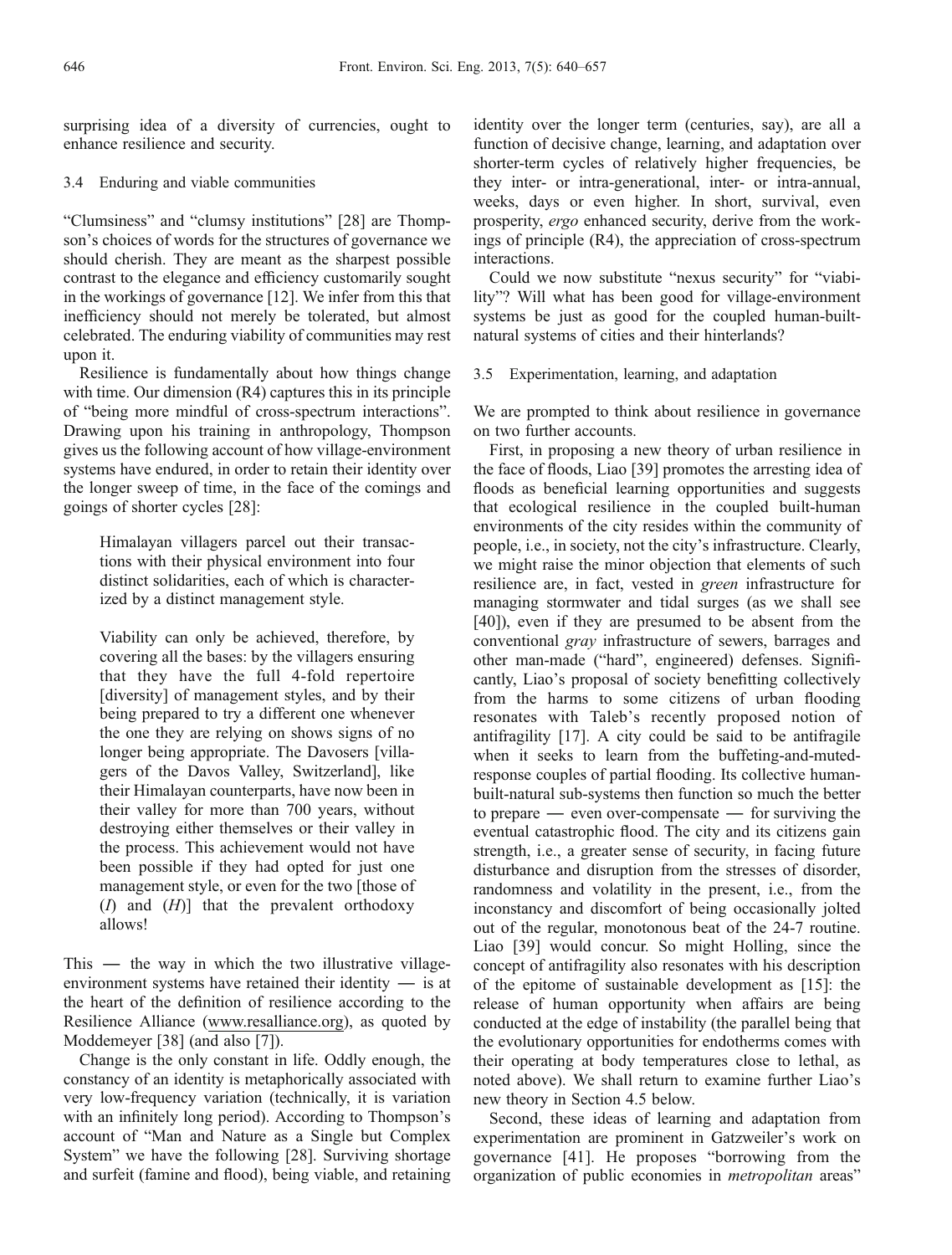surprising idea of a diversity of currencies, ought to enhance resilience and security.

### 3.4 Enduring and viable communities

"Clumsiness" and "clumsy institutions" [28] are Thompson's choices of words for the structures of governance we should cherish. They are meant as the sharpest possible contrast to the elegance and efficiency customarily sought in the workings of governance [12]. We infer from this that inefficiency should not merely be tolerated, but almost celebrated. The enduring viability of communities may rest upon it.

Resilience is fundamentally about how things change with time. Our dimension (R4) captures this in its principle of "being more mindful of cross-spectrum interactions". Drawing upon his training in anthropology, Thompson gives us the following account of how village-environment systems have endured, in order to retain their identity over the longer sweep of time, in the face of the comings and goings of shorter cycles [28]:

> Himalayan villagers parcel out their transactions with their physical environment into four distinct solidarities, each of which is characterized by a distinct management style.
>
> Viability can only be achieved, therefore, by covering all the bases: by the villagers ensuring that they have the full 4-fold repertoire [diversity] of management styles, and by their being prepared to try a different one whenever the one they are relying on shows signs of no longer being appropriate. The Davosers [villagers of the Davos Valley, Switzerland], like their Himalayan counterparts, have now been in their valley for more than 700 years, without destroying either themselves or their valley in the process. This achievement would not have been possible if they had opted for just one management style, or even for the two [those of (*I*) and (*H*)] that the prevalent orthodoxy allows!

This — the way in which the two illustrative village-environment systems have retained their identity — is at the heart of the definition of resilience according to the Resilience Alliance (www.resalliance.org), as quoted by Moddemeyer [38] (and also [7]).

Change is the only constant in life. Oddly enough, the constancy of an identity is metaphorically associated with very low-frequency variation (technically, it is variation with an infinitely long period). According to Thompson's account of "Man and Nature as a Single but Complex System" we have the following [28]. Surviving shortage and surfeit (famine and flood), being viable, and retaining identity over the longer term (centuries, say), are all a function of decisive change, learning, and adaptation over shorter-term cycles of relatively higher frequencies, be they inter- or intra-generational, inter- or intra-annual, weeks, days or even higher. In short, survival, even prosperity, *ergo* enhanced security, derive from the workings of principle (R4), the appreciation of cross-spectrum interactions.

Could we now substitute "nexus security" for "viability"? Will what has been good for village-environment systems be just as good for the coupled human-built-natural systems of cities and their hinterlands?

### 3.5 Experimentation, learning, and adaptation

We are prompted to think about resilience in governance on two further accounts.

First, in proposing a new theory of urban resilience in the face of floods, Liao [39] promotes the arresting idea of floods as beneficial learning opportunities and suggests that ecological resilience in the coupled built-human environments of the city resides within the community of people, i.e., in society, not the city's infrastructure. Clearly, we might raise the minor objection that elements of such resilience are, in fact, vested in *green* infrastructure for managing stormwater and tidal surges (as we shall see [40]), even if they are presumed to be absent from the conventional *gray* infrastructure of sewers, barrages and other man-made ("hard", engineered) defenses. Significantly, Liao's proposal of society benefitting collectively from the harms to some citizens of urban flooding resonates with Taleb's recently proposed notion of antifragility [17]. A city could be said to be antifragile when it seeks to learn from the buffeting-and-muted-response couples of partial flooding. Its collective human-built-natural sub-systems then function so much the better to prepare — even over-compensate — for surviving the eventual catastrophic flood. The city and its citizens gain strength, i.e., a greater sense of security, in facing future disturbance and disruption from the stresses of disorder, randomness and volatility in the present, i.e., from the inconstancy and discomfort of being occasionally jolted out of the regular, monotonous beat of the 24-7 routine. Liao [39] would concur. So might Holling, since the concept of antifragility also resonates with his description of the epitome of sustainable development as [15]: the release of human opportunity when affairs are being conducted at the edge of instability (the parallel being that the evolutionary opportunities for endotherms comes with their operating at body temperatures close to lethal, as noted above). We shall return to examine further Liao's new theory in Section 4.5 below.

Second, these ideas of learning and adaptation from experimentation are prominent in Gatzweiler's work on governance [41]. He proposes "borrowing from the organization of public economies in *metropolitan* areas"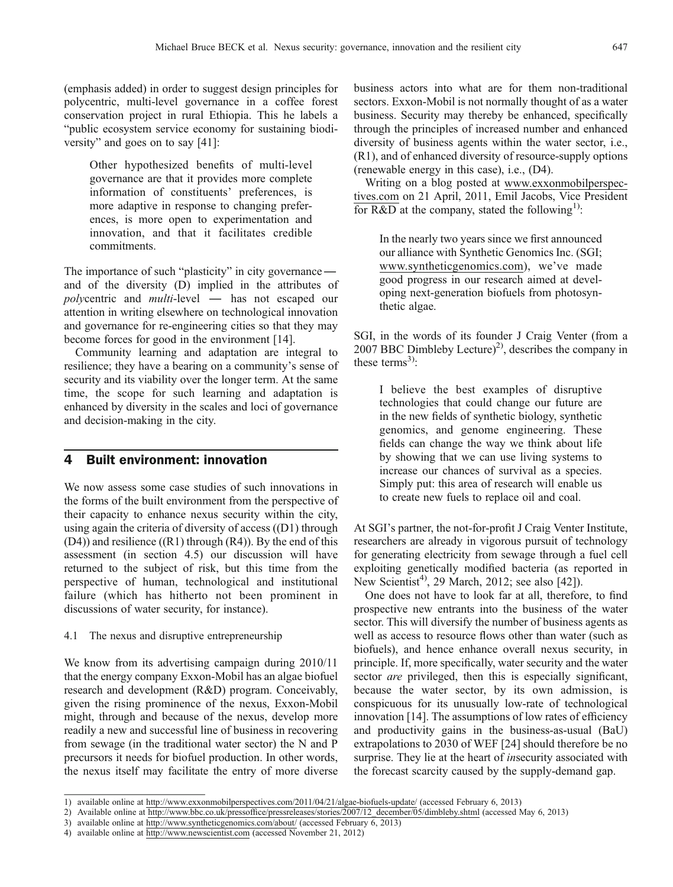(emphasis added) in order to suggest design principles for polycentric, multi-level governance in a coffee forest conservation project in rural Ethiopia. This he labels a "public ecosystem service economy for sustaining biodiversity" and goes on to say [41]:

> Other hypothesized benefits of multi-level governance are that it provides more complete information of constituents' preferences, is more adaptive in response to changing preferences, is more open to experimentation and innovation, and that it facilitates credible commitments.

The importance of such "plasticity" in city governance — and of the diversity (D) implied in the attributes of *poly*centric and *multi*-level — has not escaped our attention in writing elsewhere on technological innovation and governance for re-engineering cities so that they may become forces for good in the environment [14].

Community learning and adaptation are integral to resilience; they have a bearing on a community's sense of security and its viability over the longer term. At the same time, the scope for such learning and adaptation is enhanced by diversity in the scales and loci of governance and decision-making in the city.

## 4 Built environment: innovation

We now assess some case studies of such innovations in the forms of the built environment from the perspective of their capacity to enhance nexus security within the city, using again the criteria of diversity of access ((D1) through (D4)) and resilience ((R1) through (R4)). By the end of this assessment (in section 4.5) our discussion will have returned to the subject of risk, but this time from the perspective of human, technological and institutional failure (which has hitherto not been prominent in discussions of water security, for instance).

### 4.1 The nexus and disruptive entrepreneurship

We know from its advertising campaign during 2010/11 that the energy company Exxon-Mobil has an algae biofuel research and development (R&D) program. Conceivably, given the rising prominence of the nexus, Exxon-Mobil might, through and because of the nexus, develop more readily a new and successful line of business in recovering from sewage (in the traditional water sector) the N and P precursors it needs for biofuel production. In other words, the nexus itself may facilitate the entry of more diverse business actors into what are for them non-traditional sectors. Exxon-Mobil is not normally thought of as a water business. Security may thereby be enhanced, specifically through the principles of increased number and enhanced diversity of business agents within the water sector, i.e., (R1), and of enhanced diversity of resource-supply options (renewable energy in this case), i.e., (D4).

Writing on a blog posted at www.exxonmobilperspectives.com on 21 April, 2011, Emil Jacobs, Vice President for R&D at the company, stated the following[1)]:

> In the nearly two years since we first announced our alliance with Synthetic Genomics Inc. (SGI; www.syntheticgenomics.com), we've made good progress in our research aimed at developing next-generation biofuels from photosynthetic algae.

SGI, in the words of its founder J Craig Venter (from a 2007 BBC Dimbleby Lecture)[2)], describes the company in these terms[3)]:

> I believe the best examples of disruptive technologies that could change our future are in the new fields of synthetic biology, synthetic genomics, and genome engineering. These fields can change the way we think about life by showing that we can use living systems to increase our chances of survival as a species. Simply put: this area of research will enable us to create new fuels to replace oil and coal.

At SGI's partner, the not-for-profit J Craig Venter Institute, researchers are already in vigorous pursuit of technology for generating electricity from sewage through a fuel cell exploiting genetically modified bacteria (as reported in New Scientist[4)], 29 March, 2012; see also [42]).

One does not have to look far at all, therefore, to find prospective new entrants into the business of the water sector. This will diversify the number of business agents as well as access to resource flows other than water (such as biofuels), and hence enhance overall nexus security, in principle. If, more specifically, water security and the water sector *are* privileged, then this is especially significant, because the water sector, by its own admission, is conspicuous for its unusually low-rate of technological innovation [14]. The assumptions of low rates of efficiency and productivity gains in the business-as-usual (BaU) extrapolations to 2030 of WEF [24] should therefore be no surprise. They lie at the heart of *in*security associated with the forecast scarcity caused by the supply-demand gap.

---

1) available online at http://www.exxonmobilperspectives.com/2011/04/21/algae-biofuels-update/ (accessed February 6, 2013)
2) Available online at http://www.bbc.co.uk/pressoffice/pressreleases/stories/2007/12_december/05/dimbleby.shtml (accessed May 6, 2013)
3) available online at http://www.syntheticgenomics.com/about/ (accessed February 6, 2013)
4) available online at http://www.newscientist.com (accessed November 21, 2012)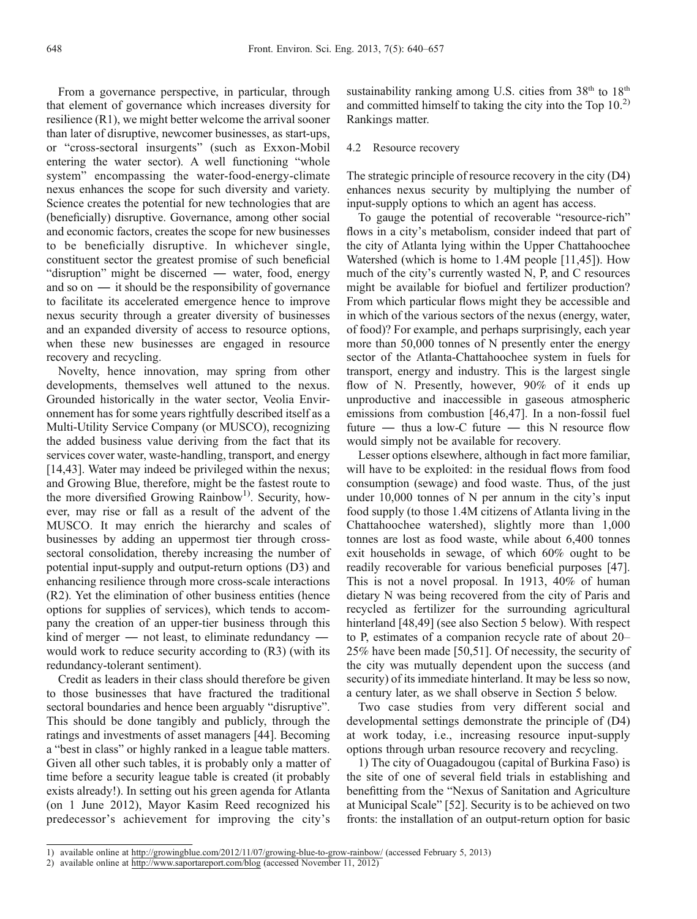From a governance perspective, in particular, through that element of governance which increases diversity for resilience (R1), we might better welcome the arrival sooner than later of disruptive, newcomer businesses, as start-ups, or "cross-sectoral insurgents" (such as Exxon-Mobil entering the water sector). A well functioning "whole system" encompassing the water-food-energy-climate nexus enhances the scope for such diversity and variety. Science creates the potential for new technologies that are (beneficially) disruptive. Governance, among other social and economic factors, creates the scope for new businesses to be beneficially disruptive. In whichever single, constituent sector the greatest promise of such beneficial "disruption" might be discerned — water, food, energy and so on — it should be the responsibility of governance to facilitate its accelerated emergence hence to improve nexus security through a greater diversity of businesses and an expanded diversity of access to resource options, when these new businesses are engaged in resource recovery and recycling.

Novelty, hence innovation, may spring from other developments, themselves well attuned to the nexus. Grounded historically in the water sector, Veolia Environnement has for some years rightfully described itself as a Multi-Utility Service Company (or MUSCO), recognizing the added business value deriving from the fact that its services cover water, waste-handling, transport, and energy [14,43]. Water may indeed be privileged within the nexus; and Growing Blue, therefore, might be the fastest route to the more diversified Growing Rainbow[1]. Security, however, may rise or fall as a result of the advent of the MUSCO. It may enrich the hierarchy and scales of businesses by adding an uppermost tier through cross-sectoral consolidation, thereby increasing the number of potential input-supply and output-return options (D3) and enhancing resilience through more cross-scale interactions (R2). Yet the elimination of other business entities (hence options for supplies of services), which tends to accompany the creation of an upper-tier business through this kind of merger — not least, to eliminate redundancy — would work to reduce security according to (R3) (with its redundancy-tolerant sentiment).

Credit as leaders in their class should therefore be given to those businesses that have fractured the traditional sectoral boundaries and hence been arguably "disruptive". This should be done tangibly and publicly, through the ratings and investments of asset managers [44]. Becoming a "best in class" or highly ranked in a league table matters. Given all other such tables, it is probably only a matter of time before a security league table is created (it probably exists already!). In setting out his green agenda for Atlanta (on 1 June 2012), Mayor Kasim Reed recognized his predecessor's achievement for improving the city's sustainability ranking among U.S. cities from 38th to 18th and committed himself to taking the city into the Top 10.[2] Rankings matter.

### 4.2 Resource recovery

The strategic principle of resource recovery in the city (D4) enhances nexus security by multiplying the number of input-supply options to which an agent has access.

To gauge the potential of recoverable "resource-rich" flows in a city's metabolism, consider indeed that part of the city of Atlanta lying within the Upper Chattahoochee Watershed (which is home to 1.4M people [11,45]). How much of the city's currently wasted N, P, and C resources might be available for biofuel and fertilizer production? From which particular flows might they be accessible and in which of the various sectors of the nexus (energy, water, of food)? For example, and perhaps surprisingly, each year more than 50,000 tonnes of N presently enter the energy sector of the Atlanta-Chattahoochee system in fuels for transport, energy and industry. This is the largest single flow of N. Presently, however, 90% of it ends up unproductive and inaccessible in gaseous atmospheric emissions from combustion [46,47]. In a non-fossil fuel future — thus a low-C future — this N resource flow would simply not be available for recovery.

Lesser options elsewhere, although in fact more familiar, will have to be exploited: in the residual flows from food consumption (sewage) and food waste. Thus, of the just under 10,000 tonnes of N per annum in the city's input food supply (to those 1.4M citizens of Atlanta living in the Chattahoochee watershed), slightly more than 1,000 tonnes are lost as food waste, while about 6,400 tonnes exit households in sewage, of which 60% ought to be readily recoverable for various beneficial purposes [47]. This is not a novel proposal. In 1913, 40% of human dietary N was being recovered from the city of Paris and recycled as fertilizer for the surrounding agricultural hinterland [48,49] (see also Section 5 below). With respect to P, estimates of a companion recycle rate of about 20–25% have been made [50,51]. Of necessity, the security of the city was mutually dependent upon the success (and security) of its immediate hinterland. It may be less so now, a century later, as we shall observe in Section 5 below.

Two case studies from very different social and developmental settings demonstrate the principle of (D4) at work today, i.e., increasing resource input-supply options through urban resource recovery and recycling.

1) The city of Ouagadougou (capital of Burkina Faso) is the site of one of several field trials in establishing and benefitting from the "Nexus of Sanitation and Agriculture at Municipal Scale" [52]. Security is to be achieved on two fronts: the installation of an output-return option for basic

---

1) available online at http://growingblue.com/2012/11/07/growing-blue-to-grow-rainbow/ (accessed February 5, 2013)

2) available online at http://www.saportareport.com/blog (accessed November 11, 2012)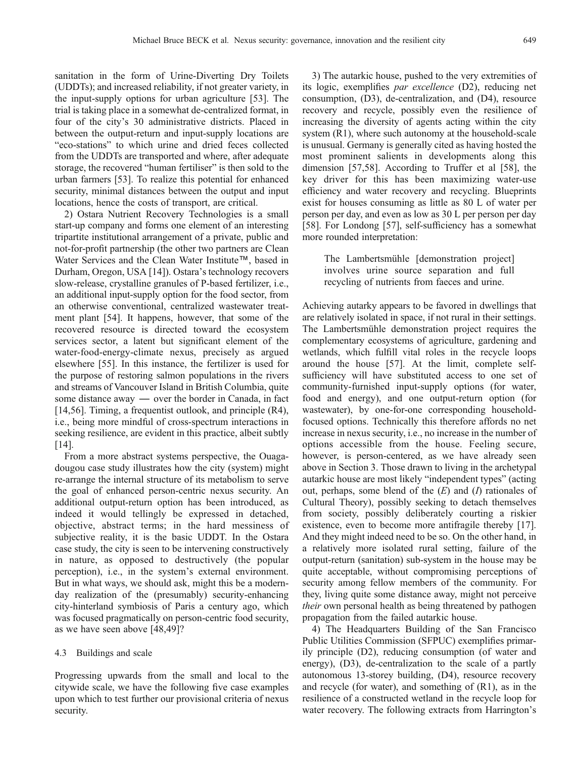sanitation in the form of Urine-Diverting Dry Toilets (UDDTs); and increased reliability, if not greater variety, in the input-supply options for urban agriculture [53]. The trial is taking place in a somewhat de-centralized format, in four of the city's 30 administrative districts. Placed in between the output-return and input-supply locations are "eco-stations" to which urine and dried feces collected from the UDDTs are transported and where, after adequate storage, the recovered "human fertiliser" is then sold to the urban farmers [53]. To realize this potential for enhanced security, minimal distances between the output and input locations, hence the costs of transport, are critical.

2) Ostara Nutrient Recovery Technologies is a small start-up company and forms one element of an interesting tripartite institutional arrangement of a private, public and not-for-profit partnership (the other two partners are Clean Water Services and the Clean Water Institute™, based in Durham, Oregon, USA [14]). Ostara's technology recovers slow-release, crystalline granules of P-based fertilizer, i.e., an additional input-supply option for the food sector, from an otherwise conventional, centralized wastewater treatment plant [54]. It happens, however, that some of the recovered resource is directed toward the ecosystem services sector, a latent but significant element of the water-food-energy-climate nexus, precisely as argued elsewhere [55]. In this instance, the fertilizer is used for the purpose of restoring salmon populations in the rivers and streams of Vancouver Island in British Columbia, quite some distance away — over the border in Canada, in fact [14,56]. Timing, a frequentist outlook, and principle (R4), i.e., being more mindful of cross-spectrum interactions in seeking resilience, are evident in this practice, albeit subtly [14].

From a more abstract systems perspective, the Ouagadougou case study illustrates how the city (system) might re-arrange the internal structure of its metabolism to serve the goal of enhanced person-centric nexus security. An additional output-return option has been introduced, as indeed it would tellingly be expressed in detached, objective, abstract terms; in the hard messiness of subjective reality, it is the basic UDDT. In the Ostara case study, the city is seen to be intervening constructively in nature, as opposed to destructively (the popular perception), i.e., in the system's external environment. But in what ways, we should ask, might this be a modern-day realization of the (presumably) security-enhancing city-hinterland symbiosis of Paris a century ago, which was focused pragmatically on person-centric food security, as we have seen above [48,49]?

### 4.3 Buildings and scale

Progressing upwards from the small and local to the citywide scale, we have the following five case examples upon which to test further our provisional criteria of nexus security.

3) The autarkic house, pushed to the very extremities of its logic, exemplifies *par excellence* (D2), reducing net consumption, (D3), de-centralization, and (D4), resource recovery and recycle, possibly even the resilience of increasing the diversity of agents acting within the city system (R1), where such autonomy at the household-scale is unusual. Germany is generally cited as having hosted the most prominent salients in developments along this dimension [57,58]. According to Truffer et al [58], the key driver for this has been maximizing water-use efficiency and water recovery and recycling. Blueprints exist for houses consuming as little as 80 L of water per person per day, and even as low as 30 L per person per day [58]. For Londong [57], self-sufficiency has a somewhat more rounded interpretation:

> The Lambertsmühle [demonstration project] involves urine source separation and full recycling of nutrients from faeces and urine.

Achieving autarky appears to be favored in dwellings that are relatively isolated in space, if not rural in their settings. The Lambertsmühle demonstration project requires the complementary ecosystems of agriculture, gardening and wetlands, which fulfill vital roles in the recycle loops around the house [57]. At the limit, complete self-sufficiency will have substituted access to one set of community-furnished input-supply options (for water, food and energy), and one output-return option (for wastewater), by one-for-one corresponding household-focused options. Technically this therefore affords no net increase in nexus security, i.e., no increase in the number of options accessible from the house. Feeling secure, however, is person-centered, as we have already seen above in Section 3. Those drawn to living in the archetypal autarkic house are most likely "independent types" (acting out, perhaps, some blend of the (*E*) and (*I*) rationales of Cultural Theory), possibly seeking to detach themselves from society, possibly deliberately courting a riskier existence, even to become more antifragile thereby [17]. And they might indeed need to be so. On the other hand, in a relatively more isolated rural setting, failure of the output-return (sanitation) sub-system in the house may be quite acceptable, without compromising perceptions of security among fellow members of the community. For they, living quite some distance away, might not perceive *their* own personal health as being threatened by pathogen propagation from the failed autarkic house.

4) The Headquarters Building of the San Francisco Public Utilities Commission (SFPUC) exemplifies primarily principle (D2), reducing consumption (of water and energy), (D3), de-centralization to the scale of a partly autonomous 13-storey building, (D4), resource recovery and recycle (for water), and something of (R1), as in the resilience of a constructed wetland in the recycle loop for water recovery. The following extracts from Harrington's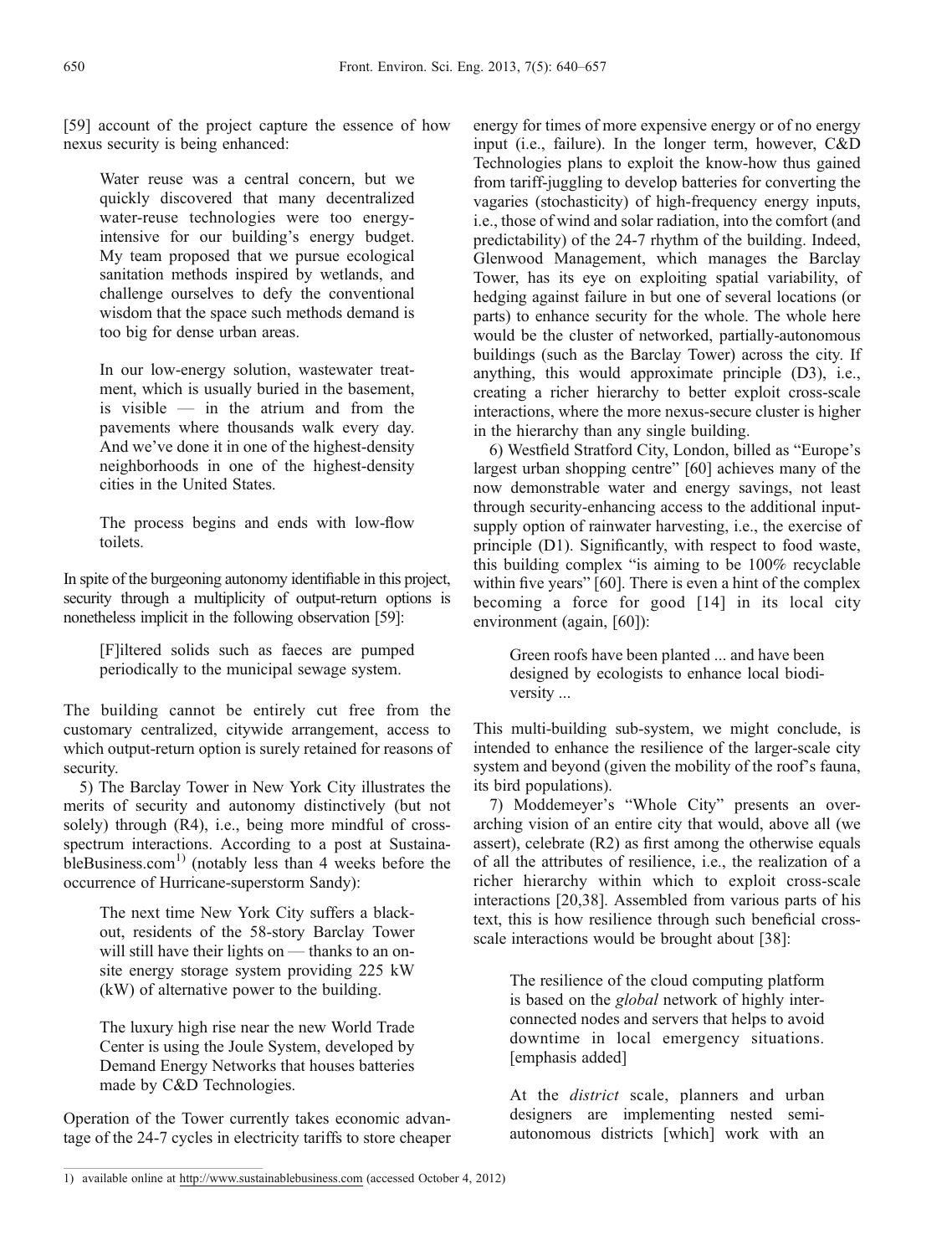[59] account of the project capture the essence of how nexus security is being enhanced:

> Water reuse was a central concern, but we quickly discovered that many decentralized water-reuse technologies were too energy-intensive for our building's energy budget. My team proposed that we pursue ecological sanitation methods inspired by wetlands, and challenge ourselves to defy the conventional wisdom that the space such methods demand is too big for dense urban areas.
>
> In our low-energy solution, wastewater treatment, which is usually buried in the basement, is visible — in the atrium and from the pavements where thousands walk every day. And we've done it in one of the highest-density neighborhoods in one of the highest-density cities in the United States.
>
> The process begins and ends with low-flow toilets.

In spite of the burgeoning autonomy identifiable in this project, security through a multiplicity of output-return options is nonetheless implicit in the following observation [59]:

> [F]iltered solids such as faeces are pumped periodically to the municipal sewage system.

The building cannot be entirely cut free from the customary centralized, citywide arrangement, access to which output-return option is surely retained for reasons of security.

5) The Barclay Tower in New York City illustrates the merits of security and autonomy distinctively (but not solely) through (R4), i.e., being more mindful of cross-spectrum interactions. According to a post at SustainableBusiness.com[1] (notably less than 4 weeks before the occurrence of Hurricane-superstorm Sandy):

> The next time New York City suffers a blackout, residents of the 58-story Barclay Tower will still have their lights on — thanks to an on-site energy storage system providing 225 kW (kW) of alternative power to the building.
>
> The luxury high rise near the new World Trade Center is using the Joule System, developed by Demand Energy Networks that houses batteries made by C&D Technologies.

Operation of the Tower currently takes economic advantage of the 24-7 cycles in electricity tariffs to store cheaper energy for times of more expensive energy or of no energy input (i.e., failure). In the longer term, however, C&D Technologies plans to exploit the know-how thus gained from tariff-juggling to develop batteries for converting the vagaries (stochasticity) of high-frequency energy inputs, i.e., those of wind and solar radiation, into the comfort (and predictability) of the 24-7 rhythm of the building. Indeed, Glenwood Management, which manages the Barclay Tower, has its eye on exploiting spatial variability, of hedging against failure in but one of several locations (or parts) to enhance security for the whole. The whole here would be the cluster of networked, partially-autonomous buildings (such as the Barclay Tower) across the city. If anything, this would approximate principle (D3), i.e., creating a richer hierarchy to better exploit cross-scale interactions, where the more nexus-secure cluster is higher in the hierarchy than any single building.

6) Westfield Stratford City, London, billed as "Europe's largest urban shopping centre" [60] achieves many of the now demonstrable water and energy savings, not least through security-enhancing access to the additional input-supply option of rainwater harvesting, i.e., the exercise of principle (D1). Significantly, with respect to food waste, this building complex "is aiming to be 100% recyclable within five years" [60]. There is even a hint of the complex becoming a force for good [14] in its local city environment (again, [60]):

> Green roofs have been planted ... and have been designed by ecologists to enhance local biodiversity ...

This multi-building sub-system, we might conclude, is intended to enhance the resilience of the larger-scale city system and beyond (given the mobility of the roof's fauna, its bird populations).

7) Moddemeyer's "Whole City" presents an overarching vision of an entire city that would, above all (we assert), celebrate (R2) as first among the otherwise equals of all the attributes of resilience, i.e., the realization of a richer hierarchy within which to exploit cross-scale interactions [20,38]. Assembled from various parts of his text, this is how resilience through such beneficial cross-scale interactions would be brought about [38]:

> The resilience of the cloud computing platform is based on the *global* network of highly interconnected nodes and servers that helps to avoid downtime in local emergency situations. [emphasis added]
>
> At the *district* scale, planners and urban designers are implementing nested semi-autonomous districts [which] work with an

1) available online at http://www.sustainablebusiness.com (accessed October 4, 2012)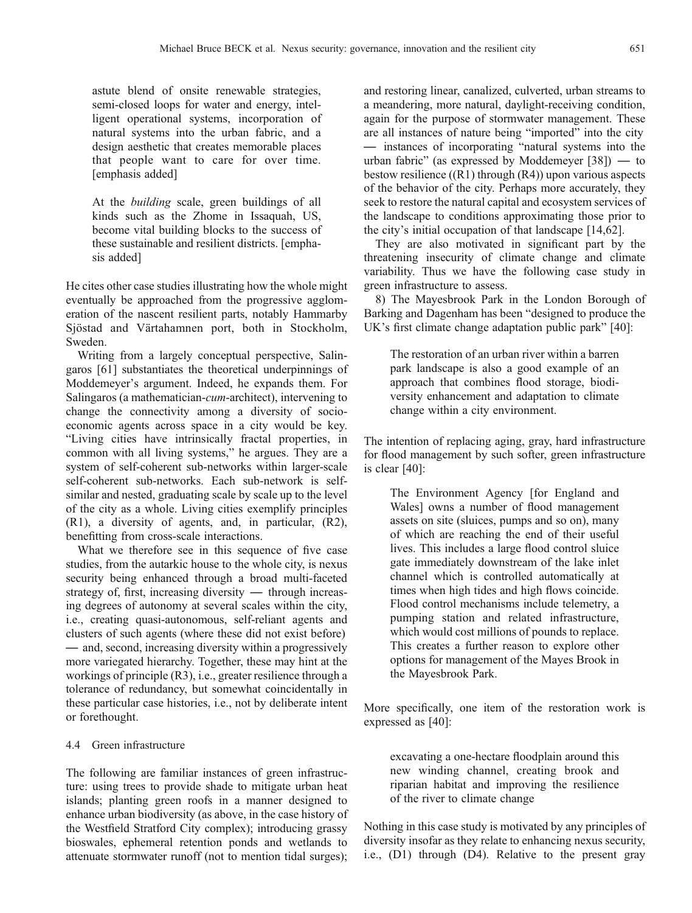> astute blend of onsite renewable strategies, semi-closed loops for water and energy, intelligent operational systems, incorporation of natural systems into the urban fabric, and a design aesthetic that creates memorable places that people want to care for over time. [emphasis added]

> At the *building* scale, green buildings of all kinds such as the Zhome in Issaquah, US, become vital building blocks to the success of these sustainable and resilient districts. [emphasis added]

He cites other case studies illustrating how the whole might eventually be approached from the progressive agglomeration of the nascent resilient parts, notably Hammarby Sjöstad and Värtahamnen port, both in Stockholm, Sweden.

Writing from a largely conceptual perspective, Salingaros [61] substantiates the theoretical underpinnings of Moddemeyer's argument. Indeed, he expands them. For Salingaros (a mathematician-*cum*-architect), intervening to change the connectivity among a diversity of socio-economic agents across space in a city would be key. "Living cities have intrinsically fractal properties, in common with all living systems," he argues. They are a system of self-coherent sub-networks within larger-scale self-coherent sub-networks. Each sub-network is self-similar and nested, graduating scale by scale up to the level of the city as a whole. Living cities exemplify principles (R1), a diversity of agents, and, in particular, (R2), benefitting from cross-scale interactions.

What we therefore see in this sequence of five case studies, from the autarkic house to the whole city, is nexus security being enhanced through a broad multi-faceted strategy of, first, increasing diversity — through increasing degrees of autonomy at several scales within the city, i.e., creating quasi-autonomous, self-reliant agents and clusters of such agents (where these did not exist before) — and, second, increasing diversity within a progressively more variegated hierarchy. Together, these may hint at the workings of principle (R3), i.e., greater resilience through a tolerance of redundancy, but somewhat coincidentally in these particular case histories, i.e., not by deliberate intent or forethought.

### 4.4 Green infrastructure

The following are familiar instances of green infrastructure: using trees to provide shade to mitigate urban heat islands; planting green roofs in a manner designed to enhance urban biodiversity (as above, in the case history of the Westfield Stratford City complex); introducing grassy bioswales, ephemeral retention ponds and wetlands to attenuate stormwater runoff (not to mention tidal surges); and restoring linear, canalized, culverted, urban streams to a meandering, more natural, daylight-receiving condition, again for the purpose of stormwater management. These are all instances of nature being "imported" into the city — instances of incorporating "natural systems into the urban fabric" (as expressed by Moddemeyer [38]) — to bestow resilience ((R1) through (R4)) upon various aspects of the behavior of the city. Perhaps more accurately, they seek to restore the natural capital and ecosystem services of the landscape to conditions approximating those prior to the city's initial occupation of that landscape [14,62].

They are also motivated in significant part by the threatening insecurity of climate change and climate variability. Thus we have the following case study in green infrastructure to assess.

8) The Mayesbrook Park in the London Borough of Barking and Dagenham has been "designed to produce the UK's first climate change adaptation public park" [40]:

> The restoration of an urban river within a barren park landscape is also a good example of an approach that combines flood storage, biodiversity enhancement and adaptation to climate change within a city environment.

The intention of replacing aging, gray, hard infrastructure for flood management by such softer, green infrastructure is clear [40]:

> The Environment Agency [for England and Wales] owns a number of flood management assets on site (sluices, pumps and so on), many of which are reaching the end of their useful lives. This includes a large flood control sluice gate immediately downstream of the lake inlet channel which is controlled automatically at times when high tides and high flows coincide. Flood control mechanisms include telemetry, a pumping station and related infrastructure, which would cost millions of pounds to replace. This creates a further reason to explore other options for management of the Mayes Brook in the Mayesbrook Park.

More specifically, one item of the restoration work is expressed as [40]:

> excavating a one-hectare floodplain around this new winding channel, creating brook and riparian habitat and improving the resilience of the river to climate change

Nothing in this case study is motivated by any principles of diversity insofar as they relate to enhancing nexus security, i.e., (D1) through (D4). Relative to the present gray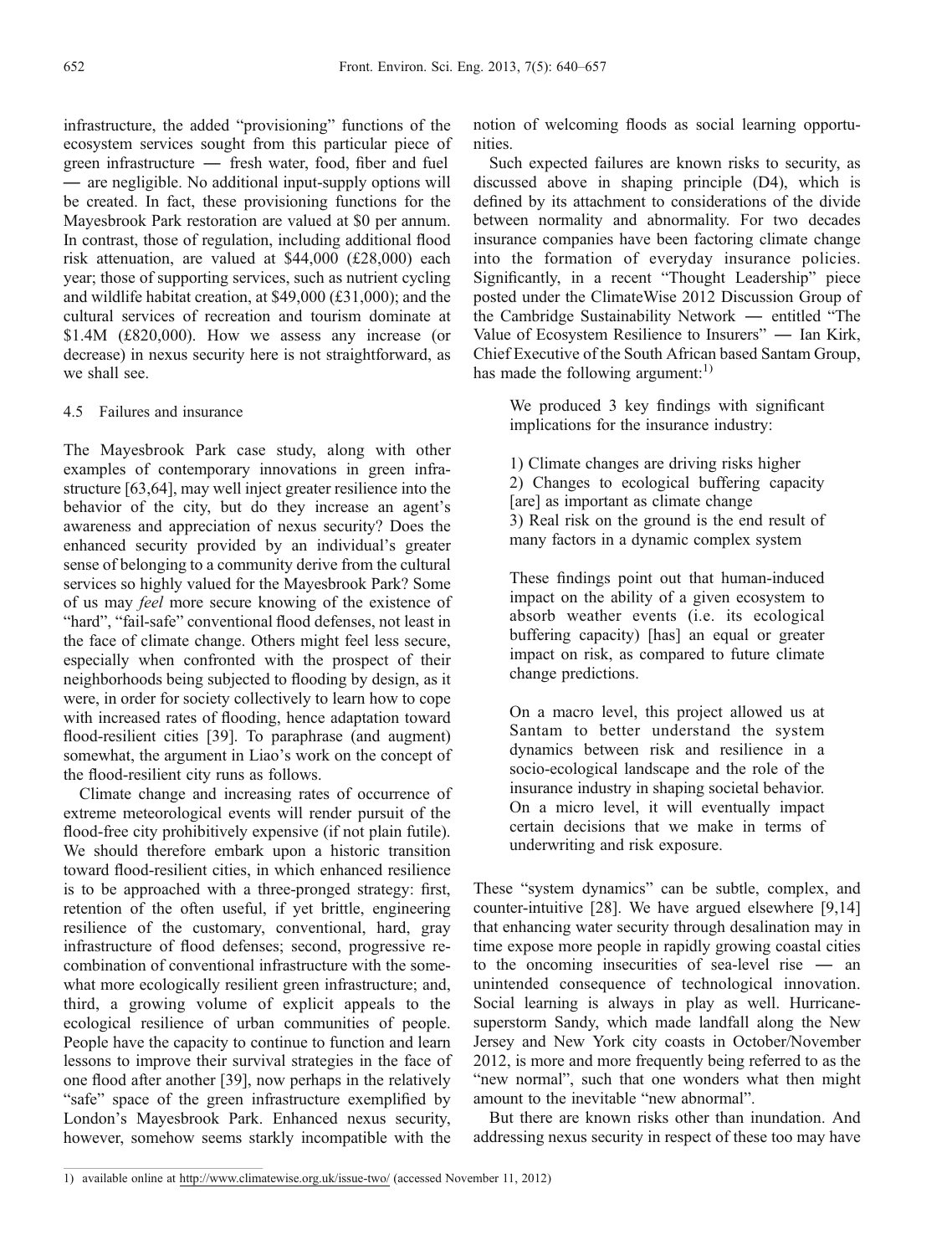infrastructure, the added "provisioning" functions of the ecosystem services sought from this particular piece of green infrastructure — fresh water, food, fiber and fuel — are negligible. No additional input-supply options will be created. In fact, these provisioning functions for the Mayesbrook Park restoration are valued at \$0 per annum. In contrast, those of regulation, including additional flood risk attenuation, are valued at \$44,000 (£28,000) each year; those of supporting services, such as nutrient cycling and wildlife habitat creation, at \$49,000 (£31,000); and the cultural services of recreation and tourism dominate at \$1.4M (£820,000). How we assess any increase (or decrease) in nexus security here is not straightforward, as we shall see.

### 4.5 Failures and insurance

The Mayesbrook Park case study, along with other examples of contemporary innovations in green infrastructure [63,64], may well inject greater resilience into the behavior of the city, but do they increase an agent's awareness and appreciation of nexus security? Does the enhanced security provided by an individual's greater sense of belonging to a community derive from the cultural services so highly valued for the Mayesbrook Park? Some of us may *feel* more secure knowing of the existence of "hard", "fail-safe" conventional flood defenses, not least in the face of climate change. Others might feel less secure, especially when confronted with the prospect of their neighborhoods being subjected to flooding by design, as it were, in order for society collectively to learn how to cope with increased rates of flooding, hence adaptation toward flood-resilient cities [39]. To paraphrase (and augment) somewhat, the argument in Liao's work on the concept of the flood-resilient city runs as follows.

Climate change and increasing rates of occurrence of extreme meteorological events will render pursuit of the flood-free city prohibitively expensive (if not plain futile). We should therefore embark upon a historic transition toward flood-resilient cities, in which enhanced resilience is to be approached with a three-pronged strategy: first, retention of the often useful, if yet brittle, engineering resilience of the customary, conventional, hard, gray infrastructure of flood defenses; second, progressive re-combination of conventional infrastructure with the somewhat more ecologically resilient green infrastructure; and, third, a growing volume of explicit appeals to the ecological resilience of urban communities of people. People have the capacity to continue to function and learn lessons to improve their survival strategies in the face of one flood after another [39], now perhaps in the relatively "safe" space of the green infrastructure exemplified by London's Mayesbrook Park. Enhanced nexus security, however, somehow seems starkly incompatible with the notion of welcoming floods as social learning opportunities.

Such expected failures are known risks to security, as discussed above in shaping principle (D4), which is defined by its attachment to considerations of the divide between normality and abnormality. For two decades insurance companies have been factoring climate change into the formation of everyday insurance policies. Significantly, in a recent "Thought Leadership" piece posted under the ClimateWise 2012 Discussion Group of the Cambridge Sustainability Network — entitled "The Value of Ecosystem Resilience to Insurers" — Ian Kirk, Chief Executive of the South African based Santam Group, has made the following argument:[1)]

> We produced 3 key findings with significant implications for the insurance industry:
>
> 1) Climate changes are driving risks higher
> 2) Changes to ecological buffering capacity [are] as important as climate change
> 3) Real risk on the ground is the end result of many factors in a dynamic complex system
>
> These findings point out that human-induced impact on the ability of a given ecosystem to absorb weather events (i.e. its ecological buffering capacity) [has] an equal or greater impact on risk, as compared to future climate change predictions.
>
> On a macro level, this project allowed us at Santam to better understand the system dynamics between risk and resilience in a socio-ecological landscape and the role of the insurance industry in shaping societal behavior. On a micro level, it will eventually impact certain decisions that we make in terms of underwriting and risk exposure.

These "system dynamics" can be subtle, complex, and counter-intuitive [28]. We have argued elsewhere [9,14] that enhancing water security through desalination may in time expose more people in rapidly growing coastal cities to the oncoming insecurities of sea-level rise — an unintended consequence of technological innovation. Social learning is always in play as well. Hurricane-superstorm Sandy, which made landfall along the New Jersey and New York city coasts in October/November 2012, is more and more frequently being referred to as the "new normal", such that one wonders what then might amount to the inevitable "new abnormal".

But there are known risks other than inundation. And addressing nexus security in respect of these too may have

1) available online at http://www.climatewise.org.uk/issue-two/ (accessed November 11, 2012)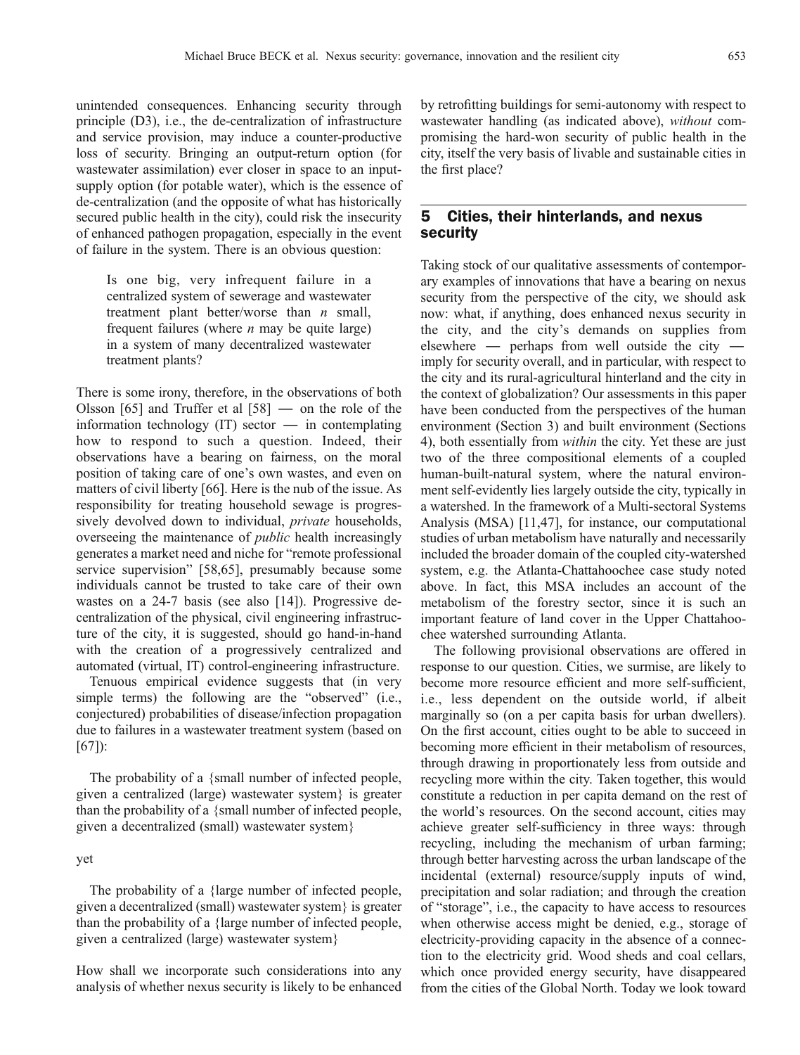unintended consequences. Enhancing security through principle (D3), i.e., the de-centralization of infrastructure and service provision, may induce a counter-productive loss of security. Bringing an output-return option (for wastewater assimilation) ever closer in space to an input-supply option (for potable water), which is the essence of de-centralization (and the opposite of what has historically secured public health in the city), could risk the insecurity of enhanced pathogen propagation, especially in the event of failure in the system. There is an obvious question:

> Is one big, very infrequent failure in a centralized system of sewerage and wastewater treatment plant better/worse than *n* small, frequent failures (where *n* may be quite large) in a system of many decentralized wastewater treatment plants?

There is some irony, therefore, in the observations of both Olsson [65] and Truffer et al [58] — on the role of the information technology (IT) sector — in contemplating how to respond to such a question. Indeed, their observations have a bearing on fairness, on the moral position of taking care of one's own wastes, and even on matters of civil liberty [66]. Here is the nub of the issue. As responsibility for treating household sewage is progressively devolved down to individual, *private* households, overseeing the maintenance of *public* health increasingly generates a market need and niche for "remote professional service supervision" [58,65], presumably because some individuals cannot be trusted to take care of their own wastes on a 24-7 basis (see also [14]). Progressive de-centralization of the physical, civil engineering infrastructure of the city, it is suggested, should go hand-in-hand with the creation of a progressively centralized and automated (virtual, IT) control-engineering infrastructure.

Tenuous empirical evidence suggests that (in very simple terms) the following are the "observed" (i.e., conjectured) probabilities of disease/infection propagation due to failures in a wastewater treatment system (based on [67]):

The probability of a {small number of infected people, given a centralized (large) wastewater system} is greater than the probability of a {small number of infected people, given a decentralized (small) wastewater system}

yet

The probability of a {large number of infected people, given a decentralized (small) wastewater system} is greater than the probability of a {large number of infected people, given a centralized (large) wastewater system}

How shall we incorporate such considerations into any analysis of whether nexus security is likely to be enhanced by retrofitting buildings for semi-autonomy with respect to wastewater handling (as indicated above), *without* compromising the hard-won security of public health in the city, itself the very basis of livable and sustainable cities in the first place?

## 5 Cities, their hinterlands, and nexus security

Taking stock of our qualitative assessments of contemporary examples of innovations that have a bearing on nexus security from the perspective of the city, we should ask now: what, if anything, does enhanced nexus security in the city, and the city's demands on supplies from elsewhere — perhaps from well outside the city — imply for security overall, and in particular, with respect to the city and its rural-agricultural hinterland and the city in the context of globalization? Our assessments in this paper have been conducted from the perspectives of the human environment (Section 3) and built environment (Sections 4), both essentially from *within* the city. Yet these are just two of the three compositional elements of a coupled human-built-natural system, where the natural environment self-evidently lies largely outside the city, typically in a watershed. In the framework of a Multi-sectoral Systems Analysis (MSA) [11,47], for instance, our computational studies of urban metabolism have naturally and necessarily included the broader domain of the coupled city-watershed system, e.g. the Atlanta-Chattahoochee case study noted above. In fact, this MSA includes an account of the metabolism of the forestry sector, since it is such an important feature of land cover in the Upper Chattahoochee watershed surrounding Atlanta.

The following provisional observations are offered in response to our question. Cities, we surmise, are likely to become more resource efficient and more self-sufficient, i.e., less dependent on the outside world, if albeit marginally so (on a per capita basis for urban dwellers). On the first account, cities ought to be able to succeed in becoming more efficient in their metabolism of resources, through drawing in proportionately less from outside and recycling more within the city. Taken together, this would constitute a reduction in per capita demand on the rest of the world's resources. On the second account, cities may achieve greater self-sufficiency in three ways: through recycling, including the mechanism of urban farming; through better harvesting across the urban landscape of the incidental (external) resource/supply inputs of wind, precipitation and solar radiation; and through the creation of "storage", i.e., the capacity to have access to resources when otherwise access might be denied, e.g., storage of electricity-providing capacity in the absence of a connection to the electricity grid. Wood sheds and coal cellars, which once provided energy security, have disappeared from the cities of the Global North. Today we look toward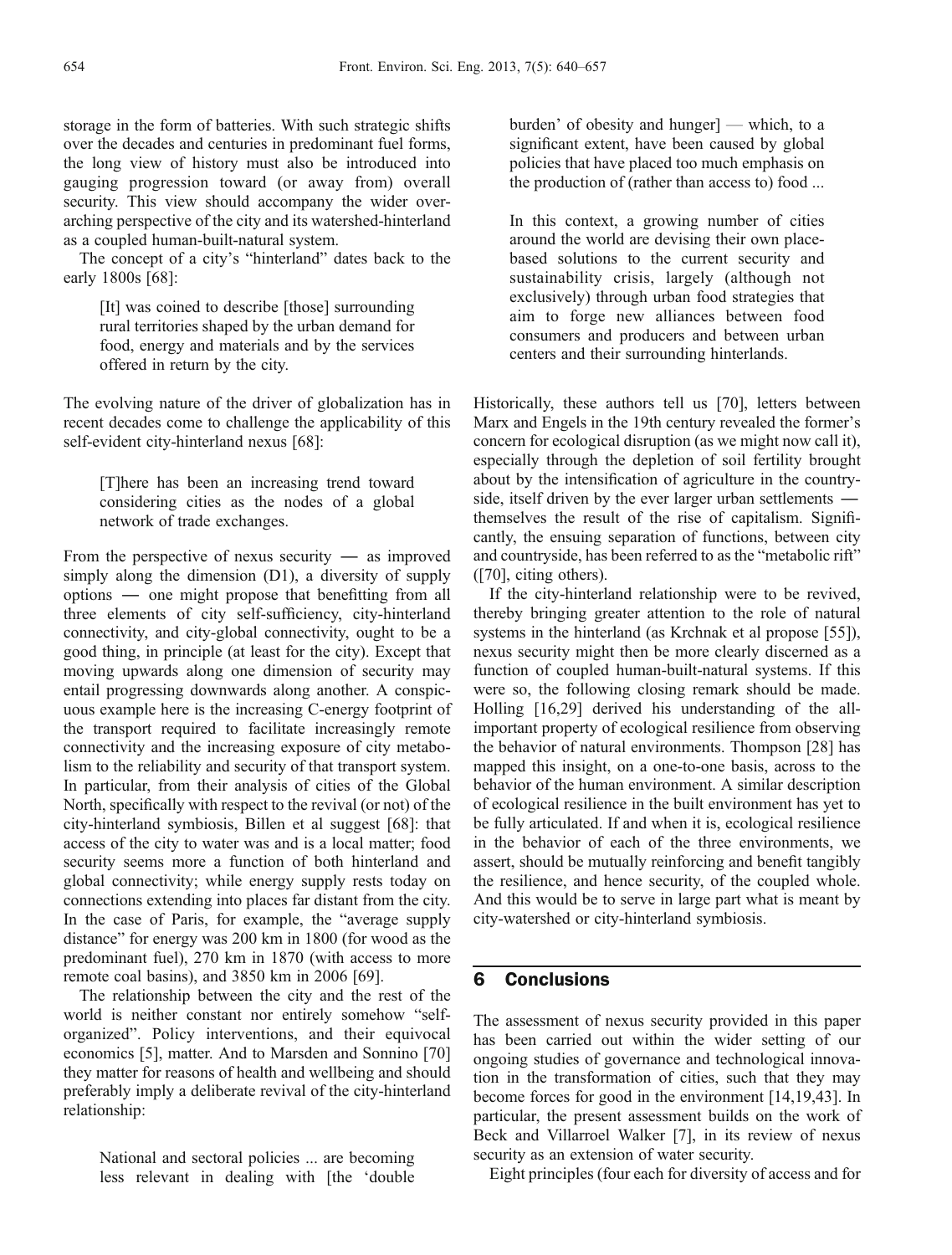storage in the form of batteries. With such strategic shifts over the decades and centuries in predominant fuel forms, the long view of history must also be introduced into gauging progression toward (or away from) overall security. This view should accompany the wider overarching perspective of the city and its watershed-hinterland as a coupled human-built-natural system.

The concept of a city's "hinterland" dates back to the early 1800s [68]:

> [It] was coined to describe [those] surrounding rural territories shaped by the urban demand for food, energy and materials and by the services offered in return by the city.

The evolving nature of the driver of globalization has in recent decades come to challenge the applicability of this self-evident city-hinterland nexus [68]:

> [T]here has been an increasing trend toward considering cities as the nodes of a global network of trade exchanges.

From the perspective of nexus security — as improved simply along the dimension (D1), a diversity of supply options — one might propose that benefitting from all three elements of city self-sufficiency, city-hinterland connectivity, and city-global connectivity, ought to be a good thing, in principle (at least for the city). Except that moving upwards along one dimension of security may entail progressing downwards along another. A conspicuous example here is the increasing C-energy footprint of the transport required to facilitate increasingly remote connectivity and the increasing exposure of city metabolism to the reliability and security of that transport system. In particular, from their analysis of cities of the Global North, specifically with respect to the revival (or not) of the city-hinterland symbiosis, Billen et al suggest [68]: that access of the city to water was and is a local matter; food security seems more a function of both hinterland and global connectivity; while energy supply rests today on connections extending into places far distant from the city. In the case of Paris, for example, the "average supply distance" for energy was 200 km in 1800 (for wood as the predominant fuel), 270 km in 1870 (with access to more remote coal basins), and 3850 km in 2006 [69].

The relationship between the city and the rest of the world is neither constant nor entirely somehow "self-organized". Policy interventions, and their equivocal economics [5], matter. And to Marsden and Sonnino [70] they matter for reasons of health and wellbeing and should preferably imply a deliberate revival of the city-hinterland relationship:

> National and sectoral policies ... are becoming less relevant in dealing with [the 'double burden' of obesity and hunger] — which, to a significant extent, have been caused by global policies that have placed too much emphasis on the production of (rather than access to) food ...
>
> In this context, a growing number of cities around the world are devising their own place-based solutions to the current security and sustainability crisis, largely (although not exclusively) through urban food strategies that aim to forge new alliances between food consumers and producers and between urban centers and their surrounding hinterlands.

Historically, these authors tell us [70], letters between Marx and Engels in the 19th century revealed the former's concern for ecological disruption (as we might now call it), especially through the depletion of soil fertility brought about by the intensification of agriculture in the countryside, itself driven by the ever larger urban settlements — themselves the result of the rise of capitalism. Significantly, the ensuing separation of functions, between city and countryside, has been referred to as the "metabolic rift" ([70], citing others).

If the city-hinterland relationship were to be revived, thereby bringing greater attention to the role of natural systems in the hinterland (as Krchnak et al propose [55]), nexus security might then be more clearly discerned as a function of coupled human-built-natural systems. If this were so, the following closing remark should be made. Holling [16,29] derived his understanding of the all-important property of ecological resilience from observing the behavior of natural environments. Thompson [28] has mapped this insight, on a one-to-one basis, across to the behavior of the human environment. A similar description of ecological resilience in the built environment has yet to be fully articulated. If and when it is, ecological resilience in the behavior of each of the three environments, we assert, should be mutually reinforcing and benefit tangibly the resilience, and hence security, of the coupled whole. And this would be to serve in large part what is meant by city-watershed or city-hinterland symbiosis.

## 6 Conclusions

The assessment of nexus security provided in this paper has been carried out within the wider setting of our ongoing studies of governance and technological innovation in the transformation of cities, such that they may become forces for good in the environment [14,19,43]. In particular, the present assessment builds on the work of Beck and Villarroel Walker [7], in its review of nexus security as an extension of water security.

Eight principles (four each for diversity of access and for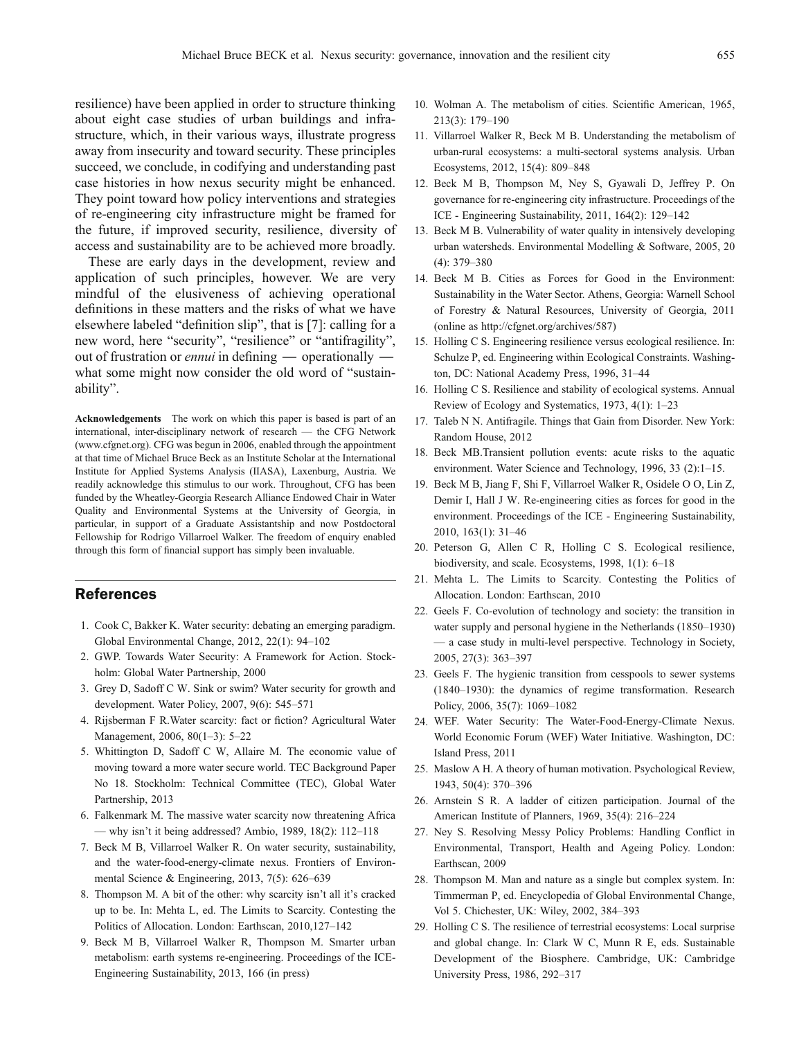resilience) have been applied in order to structure thinking about eight case studies of urban buildings and infrastructure, which, in their various ways, illustrate progress away from insecurity and toward security. These principles succeed, we conclude, in codifying and understanding past case histories in how nexus security might be enhanced. They point toward how policy interventions and strategies of re-engineering city infrastructure might be framed for the future, if improved security, resilience, diversity of access and sustainability are to be achieved more broadly.

These are early days in the development, review and application of such principles, however. We are very mindful of the elusiveness of achieving operational definitions in these matters and the risks of what we have elsewhere labeled "definition slip", that is [7]: calling for a new word, here "security", "resilience" or "antifragility", out of frustration or *ennui* in defining — operationally — what some might now consider the old word of "sustainability".

**Acknowledgements** The work on which this paper is based is part of an international, inter-disciplinary network of research — the CFG Network (www.cfgnet.org). CFG was begun in 2006, enabled through the appointment at that time of Michael Bruce Beck as an Institute Scholar at the International Institute for Applied Systems Analysis (IIASA), Laxenburg, Austria. We readily acknowledge this stimulus to our work. Throughout, CFG has been funded by the Wheatley-Georgia Research Alliance Endowed Chair in Water Quality and Environmental Systems at the University of Georgia, in particular, in support of a Graduate Assistantship and now Postdoctoral Fellowship for Rodrigo Villarroel Walker. The freedom of enquiry enabled through this form of financial support has simply been invaluable.

## References

1. Cook C, Bakker K. Water security: debating an emerging paradigm. Global Environmental Change, 2012, 22(1): 94–102
2. GWP. Towards Water Security: A Framework for Action. Stockholm: Global Water Partnership, 2000
3. Grey D, Sadoff C W. Sink or swim? Water security for growth and development. Water Policy, 2007, 9(6): 545–571
4. Rijsberman F R.Water scarcity: fact or fiction? Agricultural Water Management, 2006, 80(1–3): 5–22
5. Whittington D, Sadoff C W, Allaire M. The economic value of moving toward a more water secure world. TEC Background Paper No 18. Stockholm: Technical Committee (TEC), Global Water Partnership, 2013
6. Falkenmark M. The massive water scarcity now threatening Africa — why isn't it being addressed? Ambio, 1989, 18(2): 112–118
7. Beck M B, Villarroel Walker R. On water security, sustainability, and the water-food-energy-climate nexus. Frontiers of Environmental Science & Engineering, 2013, 7(5): 626–639
8. Thompson M. A bit of the other: why scarcity isn't all it's cracked up to be. In: Mehta L, ed. The Limits to Scarcity. Contesting the Politics of Allocation. London: Earthscan, 2010,127–142
9. Beck M B, Villarroel Walker R, Thompson M. Smarter urban metabolism: earth systems re-engineering. Proceedings of the ICE-Engineering Sustainability, 2013, 166 (in press)
10. Wolman A. The metabolism of cities. Scientific American, 1965, 213(3): 179–190
11. Villarroel Walker R, Beck M B. Understanding the metabolism of urban-rural ecosystems: a multi-sectoral systems analysis. Urban Ecosystems, 2012, 15(4): 809–848
12. Beck M B, Thompson M, Ney S, Gyawali D, Jeffrey P. On governance for re-engineering city infrastructure. Proceedings of the ICE - Engineering Sustainability, 2011, 164(2): 129–142
13. Beck M B. Vulnerability of water quality in intensively developing urban watersheds. Environmental Modelling & Software, 2005, 20 (4): 379–380
14. Beck M B. Cities as Forces for Good in the Environment: Sustainability in the Water Sector. Athens, Georgia: Warnell School of Forestry & Natural Resources, University of Georgia, 2011 (online as http://cfgnet.org/archives/587)
15. Holling C S. Engineering resilience versus ecological resilience. In: Schulze P, ed. Engineering within Ecological Constraints. Washington, DC: National Academy Press, 1996, 31–44
16. Holling C S. Resilience and stability of ecological systems. Annual Review of Ecology and Systematics, 1973, 4(1): 1–23
17. Taleb N N. Antifragile. Things that Gain from Disorder. New York: Random House, 2012
18. Beck MB.Transient pollution events: acute risks to the aquatic environment. Water Science and Technology, 1996, 33 (2):1–15.
19. Beck M B, Jiang F, Shi F, Villarroel Walker R, Osidele O O, Lin Z, Demir I, Hall J W. Re-engineering cities as forces for good in the environment. Proceedings of the ICE - Engineering Sustainability, 2010, 163(1): 31–46
20. Peterson G, Allen C R, Holling C S. Ecological resilience, biodiversity, and scale. Ecosystems, 1998, 1(1): 6–18
21. Mehta L. The Limits to Scarcity. Contesting the Politics of Allocation. London: Earthscan, 2010
22. Geels F. Co-evolution of technology and society: the transition in water supply and personal hygiene in the Netherlands (1850–1930) — a case study in multi-level perspective. Technology in Society, 2005, 27(3): 363–397
23. Geels F. The hygienic transition from cesspools to sewer systems (1840–1930): the dynamics of regime transformation. Research Policy, 2006, 35(7): 1069–1082
24. WEF. Water Security: The Water-Food-Energy-Climate Nexus. World Economic Forum (WEF) Water Initiative. Washington, DC: Island Press, 2011
25. Maslow A H. A theory of human motivation. Psychological Review, 1943, 50(4): 370–396
26. Arnstein S R. A ladder of citizen participation. Journal of the American Institute of Planners, 1969, 35(4): 216–224
27. Ney S. Resolving Messy Policy Problems: Handling Conflict in Environmental, Transport, Health and Ageing Policy. London: Earthscan, 2009
28. Thompson M. Man and nature as a single but complex system. In: Timmerman P, ed. Encyclopedia of Global Environmental Change, Vol 5. Chichester, UK: Wiley, 2002, 384–393
29. Holling C S. The resilience of terrestrial ecosystems: Local surprise and global change. In: Clark W C, Munn R E, eds. Sustainable Development of the Biosphere. Cambridge, UK: Cambridge University Press, 1986, 292–317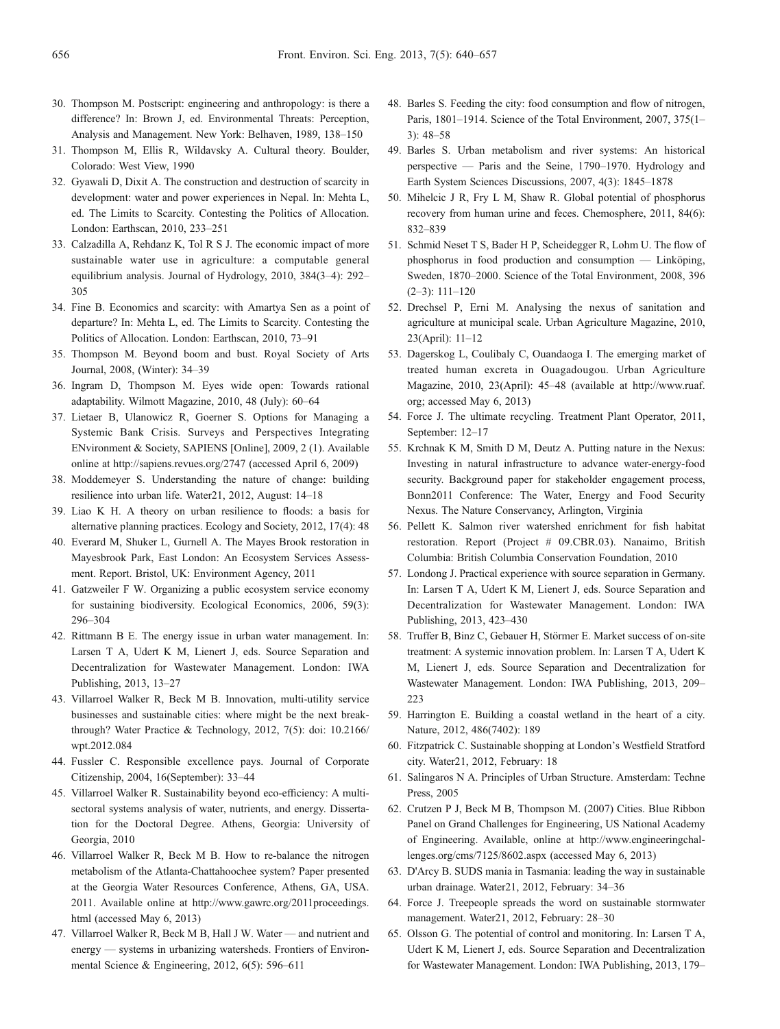30. Thompson M. Postscript: engineering and anthropology: is there a difference? In: Brown J, ed. Environmental Threats: Perception, Analysis and Management. New York: Belhaven, 1989, 138–150
31. Thompson M, Ellis R, Wildavsky A. Cultural theory. Boulder, Colorado: West View, 1990
32. Gyawali D, Dixit A. The construction and destruction of scarcity in development: water and power experiences in Nepal. In: Mehta L, ed. The Limits to Scarcity. Contesting the Politics of Allocation. London: Earthscan, 2010, 233–251
33. Calzadilla A, Rehdanz K, Tol R S J. The economic impact of more sustainable water use in agriculture: a computable general equilibrium analysis. Journal of Hydrology, 2010, 384(3–4): 292–305
34. Fine B. Economics and scarcity: with Amartya Sen as a point of departure? In: Mehta L, ed. The Limits to Scarcity. Contesting the Politics of Allocation. London: Earthscan, 2010, 73–91
35. Thompson M. Beyond boom and bust. Royal Society of Arts Journal, 2008, (Winter): 34–39
36. Ingram D, Thompson M. Eyes wide open: Towards rational adaptability. Wilmott Magazine, 2010, 48 (July): 60–64
37. Lietaer B, Ulanowicz R, Goerner S. Options for Managing a Systemic Bank Crisis. Surveys and Perspectives Integrating ENvironment & Society, SAPIENS [Online], 2009, 2 (1). Available online at http://sapiens.revues.org/2747 (accessed April 6, 2009)
38. Moddemeyer S. Understanding the nature of change: building resilience into urban life. Water21, 2012, August: 14–18
39. Liao K H. A theory on urban resilience to floods: a basis for alternative planning practices. Ecology and Society, 2012, 17(4): 48
40. Everard M, Shuker L, Gurnell A. The Mayes Brook restoration in Mayesbrook Park, East London: An Ecosystem Services Assessment. Report. Bristol, UK: Environment Agency, 2011
41. Gatzweiler F W. Organizing a public ecosystem service economy for sustaining biodiversity. Ecological Economics, 2006, 59(3): 296–304
42. Rittmann B E. The energy issue in urban water management. In: Larsen T A, Udert K M, Lienert J, eds. Source Separation and Decentralization for Wastewater Management. London: IWA Publishing, 2013, 13–27
43. Villarroel Walker R, Beck M B. Innovation, multi-utility service businesses and sustainable cities: where might be the next breakthrough? Water Practice & Technology, 2012, 7(5): doi: 10.2166/wpt.2012.084
44. Fussler C. Responsible excellence pays. Journal of Corporate Citizenship, 2004, 16(September): 33–44
45. Villarroel Walker R. Sustainability beyond eco-efficiency: A multi-sectoral systems analysis of water, nutrients, and energy. Dissertation for the Doctoral Degree. Athens, Georgia: University of Georgia, 2010
46. Villarroel Walker R, Beck M B. How to re-balance the nitrogen metabolism of the Atlanta-Chattahoochee system? Paper presented at the Georgia Water Resources Conference, Athens, GA, USA. 2011. Available online at http://www.gawrc.org/2011proceedings.html (accessed May 6, 2013)
47. Villarroel Walker R, Beck M B, Hall J W. Water — and nutrient and energy — systems in urbanizing watersheds. Frontiers of Environmental Science & Engineering, 2012, 6(5): 596–611
48. Barles S. Feeding the city: food consumption and flow of nitrogen, Paris, 1801–1914. Science of the Total Environment, 2007, 375(1–3): 48–58
49. Barles S. Urban metabolism and river systems: An historical perspective — Paris and the Seine, 1790–1970. Hydrology and Earth System Sciences Discussions, 2007, 4(3): 1845–1878
50. Mihelcic J R, Fry L M, Shaw R. Global potential of phosphorus recovery from human urine and feces. Chemosphere, 2011, 84(6): 832–839
51. Schmid Neset T S, Bader H P, Scheidegger R, Lohm U. The flow of phosphorus in food production and consumption — Linköping, Sweden, 1870–2000. Science of the Total Environment, 2008, 396 (2–3): 111–120
52. Drechsel P, Erni M. Analysing the nexus of sanitation and agriculture at municipal scale. Urban Agriculture Magazine, 2010, 23(April): 11–12
53. Dagerskog L, Coulibaly C, Ouandaoga I. The emerging market of treated human excreta in Ouagadougou. Urban Agriculture Magazine, 2010, 23(April): 45–48 (available at http://www.ruaf.org; accessed May 6, 2013)
54. Force J. The ultimate recycling. Treatment Plant Operator, 2011, September: 12–17
55. Krchnak K M, Smith D M, Deutz A. Putting nature in the Nexus: Investing in natural infrastructure to advance water-energy-food security. Background paper for stakeholder engagement process, Bonn2011 Conference: The Water, Energy and Food Security Nexus. The Nature Conservancy, Arlington, Virginia
56. Pellett K. Salmon river watershed enrichment for fish habitat restoration. Report (Project # 09.CBR.03). Nanaimo, British Columbia: British Columbia Conservation Foundation, 2010
57. Londong J. Practical experience with source separation in Germany. In: Larsen T A, Udert K M, Lienert J, eds. Source Separation and Decentralization for Wastewater Management. London: IWA Publishing, 2013, 423–430
58. Truffer B, Binz C, Gebauer H, Störmer E. Market success of on-site treatment: A systemic innovation problem. In: Larsen T A, Udert K M, Lienert J, eds. Source Separation and Decentralization for Wastewater Management. London: IWA Publishing, 2013, 209–223
59. Harrington E. Building a coastal wetland in the heart of a city. Nature, 2012, 486(7402): 189
60. Fitzpatrick C. Sustainable shopping at London's Westfield Stratford city. Water21, 2012, February: 18
61. Salingaros N A. Principles of Urban Structure. Amsterdam: Techne Press, 2005
62. Crutzen P J, Beck M B, Thompson M. (2007) Cities. Blue Ribbon Panel on Grand Challenges for Engineering, US National Academy of Engineering. Available, online at http://www.engineeringchallenges.org/cms/7125/8602.aspx (accessed May 6, 2013)
63. D'Arcy B. SUDS mania in Tasmania: leading the way in sustainable urban drainage. Water21, 2012, February: 34–36
64. Force J. Treepeople spreads the word on sustainable stormwater management. Water21, 2012, February: 28–30
65. Olsson G. The potential of control and monitoring. In: Larsen T A, Udert K M, Lienert J, eds. Source Separation and Decentralization for Wastewater Management. London: IWA Publishing, 2013, 179–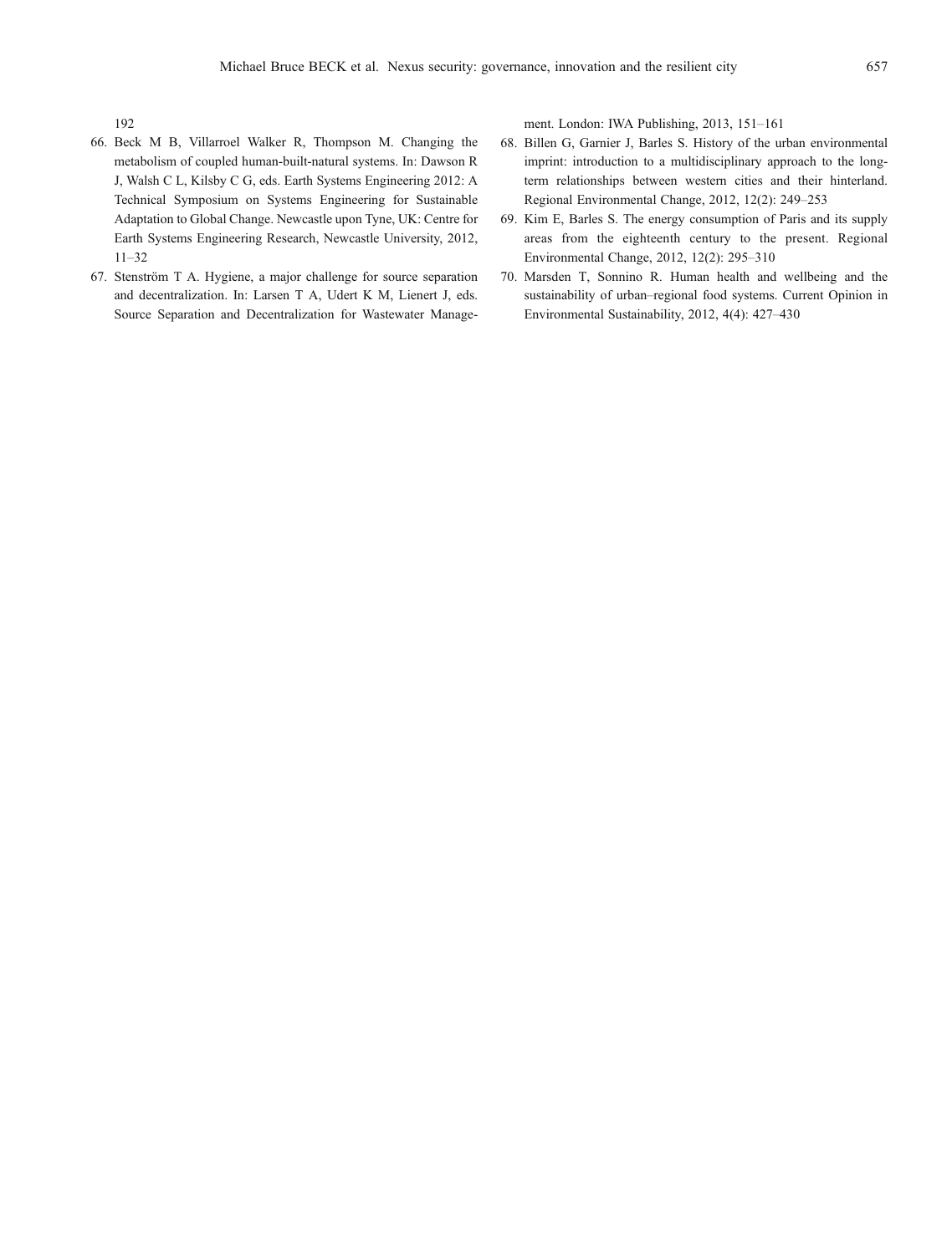192

66. Beck M B, Villarroel Walker R, Thompson M. Changing the metabolism of coupled human-built-natural systems. In: Dawson R J, Walsh C L, Kilsby C G, eds. Earth Systems Engineering 2012: A Technical Symposium on Systems Engineering for Sustainable Adaptation to Global Change. Newcastle upon Tyne, UK: Centre for Earth Systems Engineering Research, Newcastle University, 2012, 11–32
67. Stenström T A. Hygiene, a major challenge for source separation and decentralization. In: Larsen T A, Udert K M, Lienert J, eds. Source Separation and Decentralization for Wastewater Management. London: IWA Publishing, 2013, 151–161
68. Billen G, Garnier J, Barles S. History of the urban environmental imprint: introduction to a multidisciplinary approach to the long-term relationships between western cities and their hinterland. Regional Environmental Change, 2012, 12(2): 249–253
69. Kim E, Barles S. The energy consumption of Paris and its supply areas from the eighteenth century to the present. Regional Environmental Change, 2012, 12(2): 295–310
70. Marsden T, Sonnino R. Human health and wellbeing and the sustainability of urban–regional food systems. Current Opinion in Environmental Sustainability, 2012, 4(4): 427–430